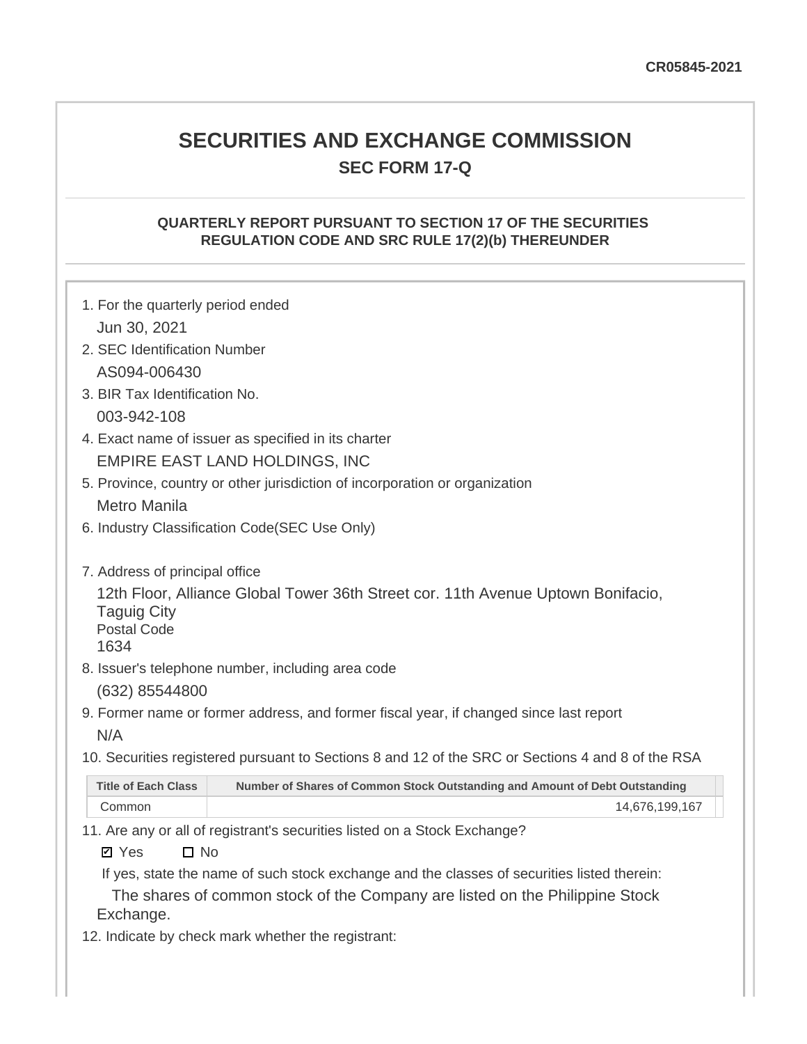CR05845-2021

# SECURITIES AND EXCHANGE COMMISSION

## SEC FORM 17-Q

### QUARTERLY REPORT PURSUANT TO SECTION 17 OF THE SECURITIES REGULATION CODE AND SRC RULE 17(2)(b) THEREUNDER

1. For the quarterly period ended

   Jun 30, 2021

2. SEC Identification Number

   AS094-006430

3. BIR Tax Identification No.

   003-942-108

4. Exact name of issuer as specified in its charter

   EMPIRE EAST LAND HOLDINGS, INC

5. Province, country or other jurisdiction of incorporation or organization

   Metro Manila

6. Industry Classification Code(SEC Use Only)

7. Address of principal office

   12th Floor, Alliance Global Tower 36th Street cor. 11th Avenue Uptown Bonifacio, Taguig City

   Postal Code

   1634

8. Issuer's telephone number, including area code

   (632) 85544800

9. Former name or former address, and former fiscal year, if changed since last report

   N/A

10. Securities registered pursuant to Sections 8 and 12 of the SRC or Sections 4 and 8 of the RSA

| Title of Each Class | Number of Shares of Common Stock Outstanding and Amount of Debt Outstanding |
|---|---|
| Common | 14,676,199,167 |

11. Are any or all of registrant's securities listed on a Stock Exchange?

   ☑ Yes ☐ No

   If yes, state the name of such stock exchange and the classes of securities listed therein:

   The shares of common stock of the Company are listed on the Philippine Stock Exchange.

12. Indicate by check mark whether the registrant: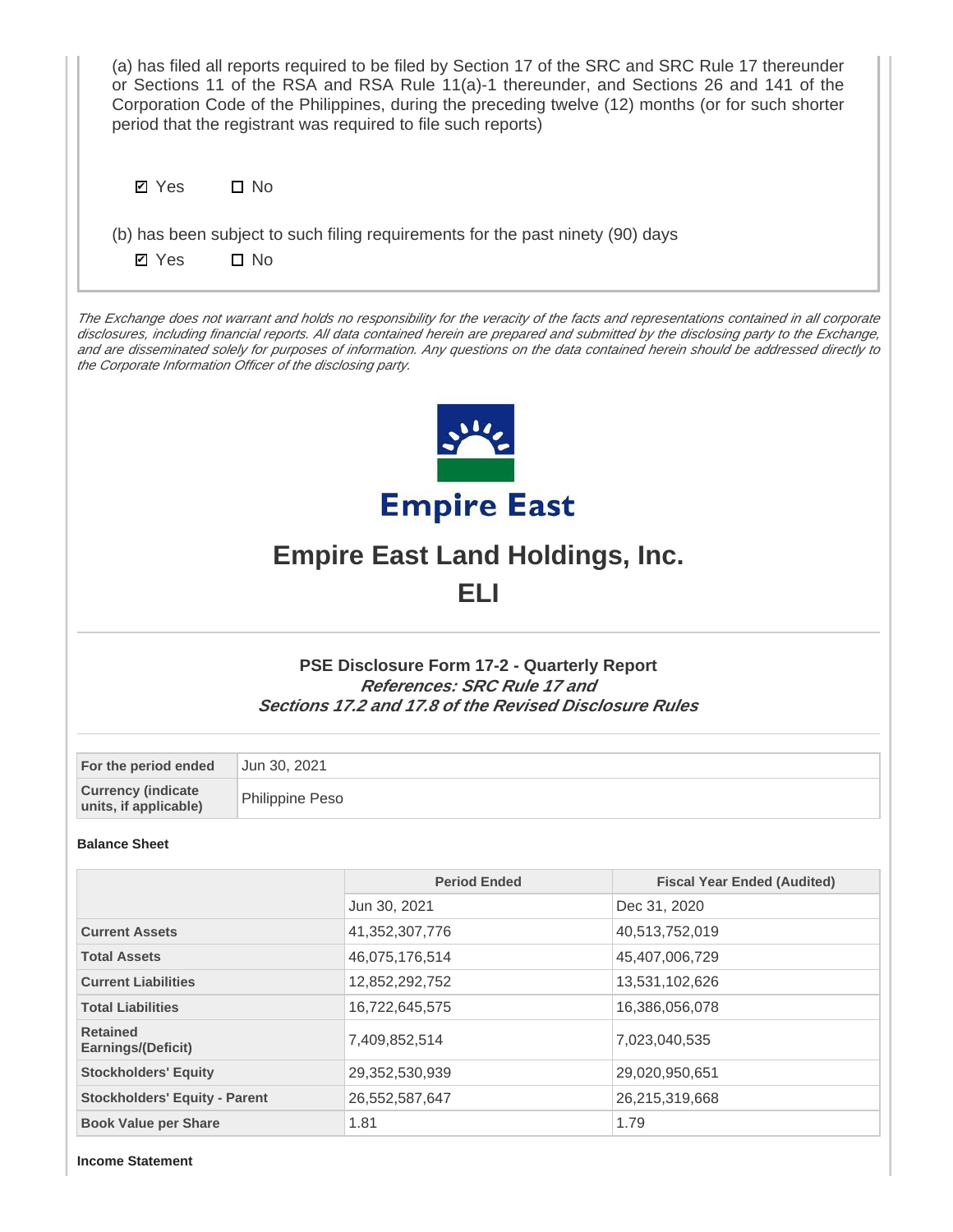(a) has filed all reports required to be filed by Section 17 of the SRC and SRC Rule 17 thereunder or Sections 11 of the RSA and RSA Rule 11(a)-1 thereunder, and Sections 26 and 141 of the Corporation Code of the Philippines, during the preceding twelve (12) months (or for such shorter period that the registrant was required to file such reports)

☑ Yes ☐ No

(b) has been subject to such filing requirements for the past ninety (90) days

☑ Yes ☐ No

*The Exchange does not warrant and holds no responsibility for the veracity of the facts and representations contained in all corporate disclosures, including financial reports. All data contained herein are prepared and submitted by the disclosing party to the Exchange, and are disseminated solely for purposes of information. Any questions on the data contained herein should be addressed directly to the Corporation Information Officer of the disclosing party.*

Empire East

# Empire East Land Holdings, Inc.

# ELI

### PSE Disclosure Form 17-2 - Quarterly Report
***References: SRC Rule 17 and***
***Sections 17.2 and 17.8 of the Revised Disclosure Rules***

| | |
|---|---|
| **For the period ended** | Jun 30, 2021 |
| **Currency (indicate units, if applicable)** | Philippine Peso |

**Balance Sheet**

| | Period Ended | Fiscal Year Ended (Audited) |
|---|---|---|
| | Jun 30, 2021 | Dec 31, 2020 |
| **Current Assets** | 41,352,307,776 | 40,513,752,019 |
| **Total Assets** | 46,075,176,514 | 45,407,006,729 |
| **Current Liabilities** | 12,852,292,752 | 13,531,102,626 |
| **Total Liabilities** | 16,722,645,575 | 16,386,056,078 |
| **Retained Earnings/(Deficit)** | 7,409,852,514 | 7,023,040,535 |
| **Stockholders' Equity** | 29,352,530,939 | 29,020,950,651 |
| **Stockholders' Equity - Parent** | 26,552,587,647 | 26,215,319,668 |
| **Book Value per Share** | 1.81 | 1.79 |

**Income Statement**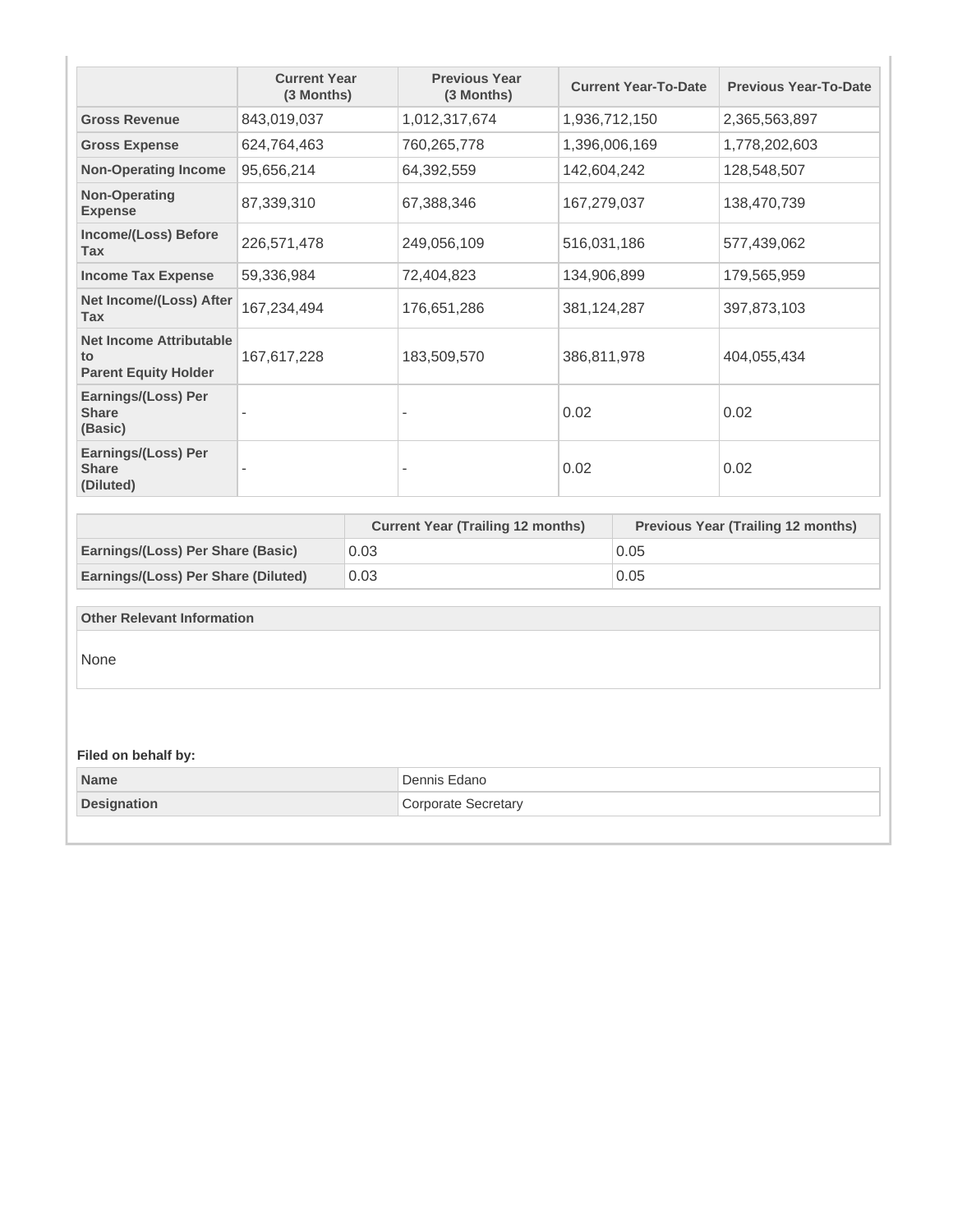| | Current Year (3 Months) | Previous Year (3 Months) | Current Year-To-Date | Previous Year-To-Date |
|---|---|---|---|---|
| **Gross Revenue** | 843,019,037 | 1,012,317,674 | 1,936,712,150 | 2,365,563,897 |
| **Gross Expense** | 624,764,463 | 760,265,778 | 1,396,006,169 | 1,778,202,603 |
| **Non-Operating Income** | 95,656,214 | 64,392,559 | 142,604,242 | 128,548,507 |
| **Non-Operating Expense** | 87,339,310 | 67,388,346 | 167,279,037 | 138,470,739 |
| **Income/(Loss) Before Tax** | 226,571,478 | 249,056,109 | 516,031,186 | 577,439,062 |
| **Income Tax Expense** | 59,336,984 | 72,404,823 | 134,906,899 | 179,565,959 |
| **Net Income/(Loss) After Tax** | 167,234,494 | 176,651,286 | 381,124,287 | 397,873,103 |
| **Net Income Attributable to Parent Equity Holder** | 167,617,228 | 183,509,570 | 386,811,978 | 404,055,434 |
| **Earnings/(Loss) Per Share (Basic)** | - | - | 0.02 | 0.02 |
| **Earnings/(Loss) Per Share (Diluted)** | - | - | 0.02 | 0.02 |

| | Current Year (Trailing 12 months) | Previous Year (Trailing 12 months) |
|---|---|---|
| **Earnings/(Loss) Per Share (Basic)** | 0.03 | 0.05 |
| **Earnings/(Loss) Per Share (Diluted)** | 0.03 | 0.05 |

| Other Relevant Information |
|---|
| None |

**Filed on behalf by:**

| | |
|---|---|
| **Name** | Dennis Edano |
| **Designation** | Corporate Secretary |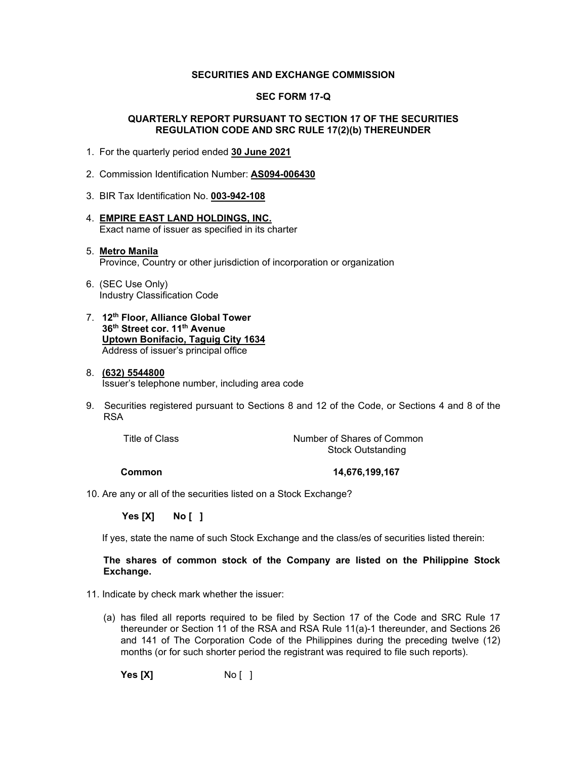**SECURITIES AND EXCHANGE COMMISSION**

**SEC FORM 17-Q**

**QUARTERLY REPORT PURSUANT TO SECTION 17 OF THE SECURITIES REGULATION CODE AND SRC RULE 17(2)(b) THEREUNDER**

1. For the quarterly period ended **30 June 2021**

2. Commission Identification Number: **AS094-006430**

3. BIR Tax Identification No. **003-942-108**

4. **EMPIRE EAST LAND HOLDINGS, INC.**
   Exact name of issuer as specified in its charter

5. **Metro Manila**
   Province, Country or other jurisdiction of incorporation or organization

6. (SEC Use Only)
   Industry Classification Code

7. **12th Floor, Alliance Global Tower**
   **36th Street cor. 11th Avenue**
   **Uptown Bonifacio, Taguig City 1634**
   Address of issuer's principal office

8. **(632) 5544800**
   Issuer's telephone number, including area code

9. Securities registered pursuant to Sections 8 and 12 of the Code, or Sections 4 and 8 of the RSA

| Title of Class | Number of Shares of Common Stock Outstanding |
|---|---|
| **Common** | **14,676,199,167** |

10. Are any or all of the securities listed on a Stock Exchange?

    **Yes [X]** **No [ ]**

    If yes, state the name of such Stock Exchange and the class/es of securities listed therein:

    **The shares of common stock of the Company are listed on the Philippine Stock Exchange.**

11. Indicate by check mark whether the issuer:

    (a) has filed all reports required to be filed by Section 17 of the Code and SRC Rule 17 thereunder or Section 11 of the RSA and RSA Rule 11(a)-1 thereunder, and Sections 26 and 141 of The Corporation Code of the Philippines during the preceding twelve (12) months (or for such shorter period the registrant was required to file such reports).

    **Yes [X]** No [ ]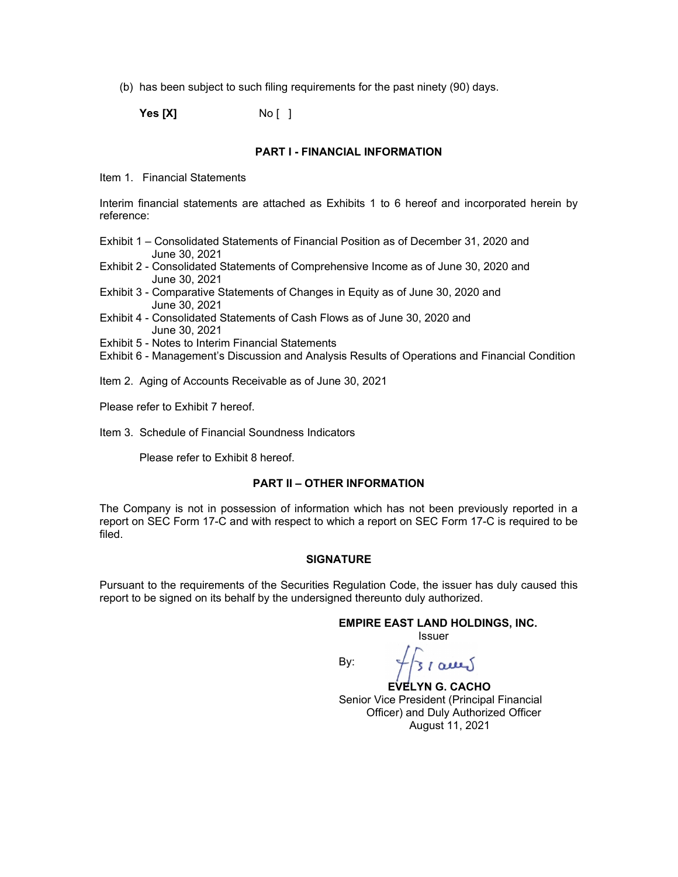(b) has been subject to such filing requirements for the past ninety (90) days.

**Yes [X]** No [ ]

## PART I - FINANCIAL INFORMATION

Item 1. Financial Statements

Interim financial statements are attached as Exhibits 1 to 6 hereof and incorporated herein by reference:

Exhibit 1 – Consolidated Statements of Financial Position as of December 31, 2020 and June 30, 2021
Exhibit 2 - Consolidated Statements of Comprehensive Income as of June 30, 2020 and June 30, 2021
Exhibit 3 - Comparative Statements of Changes in Equity as of June 30, 2020 and June 30, 2021
Exhibit 4 - Consolidated Statements of Cash Flows as of June 30, 2020 and June 30, 2021
Exhibit 5 - Notes to Interim Financial Statements
Exhibit 6 - Management's Discussion and Analysis Results of Operations and Financial Condition

Item 2. Aging of Accounts Receivable as of June 30, 2021

Please refer to Exhibit 7 hereof.

Item 3. Schedule of Financial Soundness Indicators

Please refer to Exhibit 8 hereof.

## PART II – OTHER INFORMATION

The Company is not in possession of information which has not been previously reported in a report on SEC Form 17-C and with respect to which a report on SEC Form 17-C is required to be filed.

## SIGNATURE

Pursuant to the requirements of the Securities Regulation Code, the issuer has duly caused this report to be signed on its behalf by the undersigned thereunto duly authorized.

**EMPIRE EAST LAND HOLDINGS, INC.**
Issuer

By:

**EVELYN G. CACHO**
Senior Vice President (Principal Financial Officer) and Duly Authorized Officer
August 11, 2021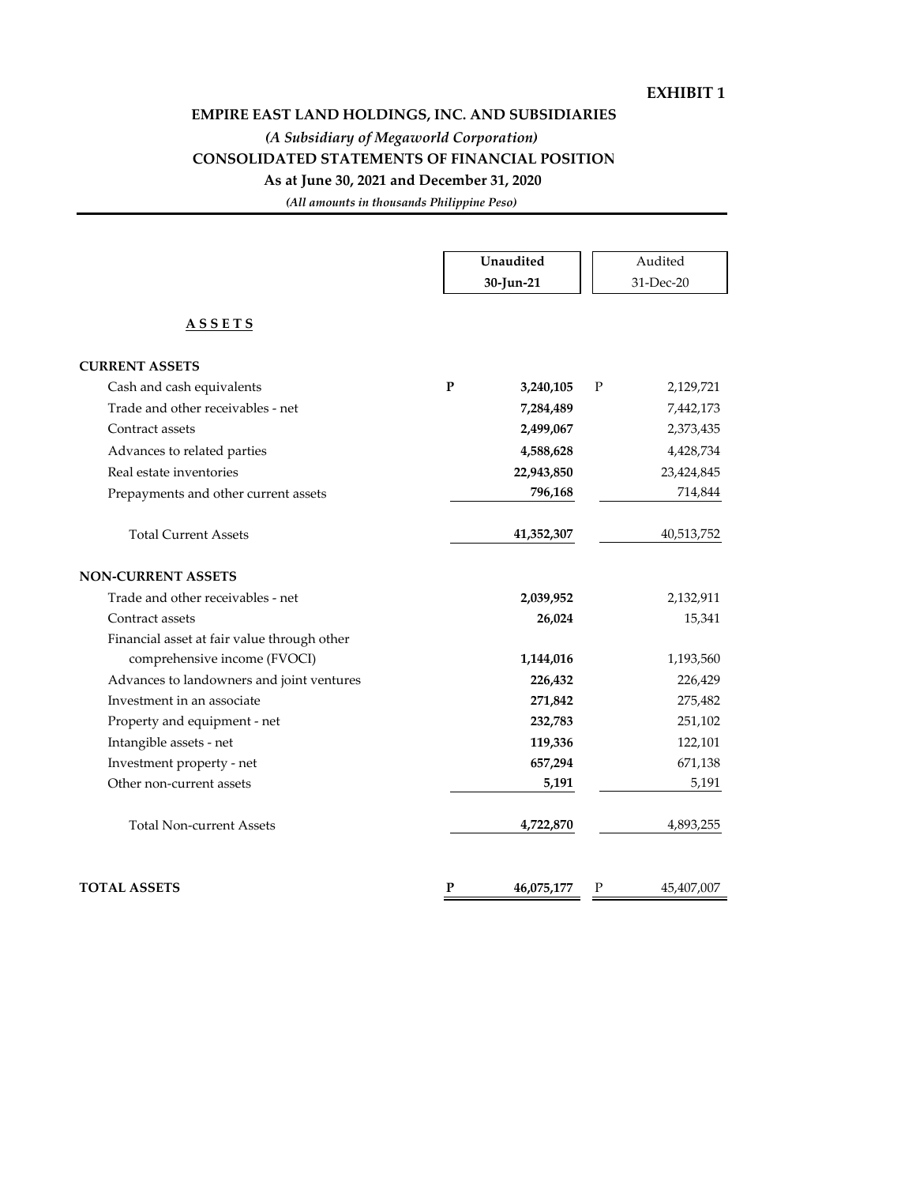**EXHIBIT 1**

# EMPIRE EAST LAND HOLDINGS, INC. AND SUBSIDIARIES

*(A Subsidiary of Megaworld Corporation)*

## CONSOLIDATED STATEMENTS OF FINANCIAL POSITION

**As at June 30, 2021 and December 31, 2020**

*(All amounts in thousands Philippine Peso)*

| | | Unaudited 30-Jun-21 | | Audited 31-Dec-20 |
|---|---|---|---|---|
| **A S S E T S** | | | | |
| **CURRENT ASSETS** | | | | |
| Cash and cash equivalents | **P** | **3,240,105** | P | 2,129,721 |
| Trade and other receivables - net | | **7,284,489** | | 7,442,173 |
| Contract assets | | **2,499,067** | | 2,373,435 |
| Advances to related parties | | **4,588,628** | | 4,428,734 |
| Real estate inventories | | **22,943,850** | | 23,424,845 |
| Prepayments and other current assets | | **796,168** | | 714,844 |
| Total Current Assets | | **41,352,307** | | 40,513,752 |
| **NON-CURRENT ASSETS** | | | | |
| Trade and other receivables - net | | **2,039,952** | | 2,132,911 |
| Contract assets | | **26,024** | | 15,341 |
| Financial asset at fair value through other comprehensive income (FVOCI) | | **1,144,016** | | 1,193,560 |
| Advances to landowners and joint ventures | | **226,432** | | 226,429 |
| Investment in an associate | | **271,842** | | 275,482 |
| Property and equipment - net | | **232,783** | | 251,102 |
| Intangible assets - net | | **119,336** | | 122,101 |
| Investment property - net | | **657,294** | | 671,138 |
| Other non-current assets | | **5,191** | | 5,191 |
| Total Non-current Assets | | **4,722,870** | | 4,893,255 |
| **TOTAL ASSETS** | **P** | **46,075,177** | P | 45,407,007 |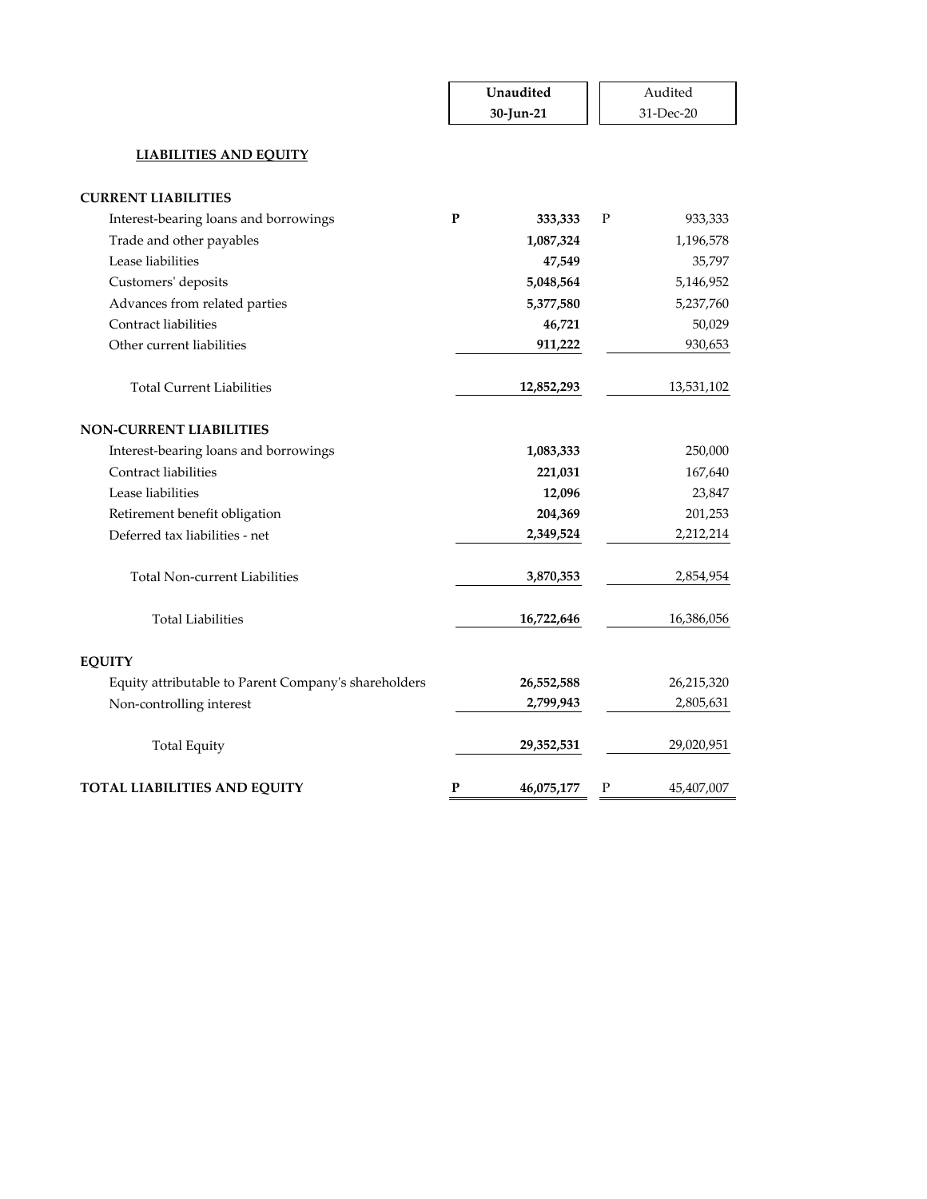| | Unaudited 30-Jun-21 | Audited 31-Dec-20 |
|---|---|---|
| **LIABILITIES AND EQUITY** | | |
| **CURRENT LIABILITIES** | | |
| Interest-bearing loans and borrowings | **P 333,333** | P 933,333 |
| Trade and other payables | **1,087,324** | 1,196,578 |
| Lease liabilities | **47,549** | 35,797 |
| Customers' deposits | **5,048,564** | 5,146,952 |
| Advances from related parties | **5,377,580** | 5,237,760 |
| Contract liabilities | **46,721** | 50,029 |
| Other current liabilities | **911,222** | 930,653 |
| Total Current Liabilities | **12,852,293** | 13,531,102 |
| **NON-CURRENT LIABILITIES** | | |
| Interest-bearing loans and borrowings | **1,083,333** | 250,000 |
| Contract liabilities | **221,031** | 167,640 |
| Lease liabilities | **12,096** | 23,847 |
| Retirement benefit obligation | **204,369** | 201,253 |
| Deferred tax liabilities - net | **2,349,524** | 2,212,214 |
| Total Non-current Liabilities | **3,870,353** | 2,854,954 |
| Total Liabilities | **16,722,646** | 16,386,056 |
| **EQUITY** | | |
| Equity attributable to Parent Company's shareholders | **26,552,588** | 26,215,320 |
| Non-controlling interest | **2,799,943** | 2,805,631 |
| Total Equity | **29,352,531** | 29,020,951 |
| **TOTAL LIABILITIES AND EQUITY** | **P 46,075,177** | P 45,407,007 |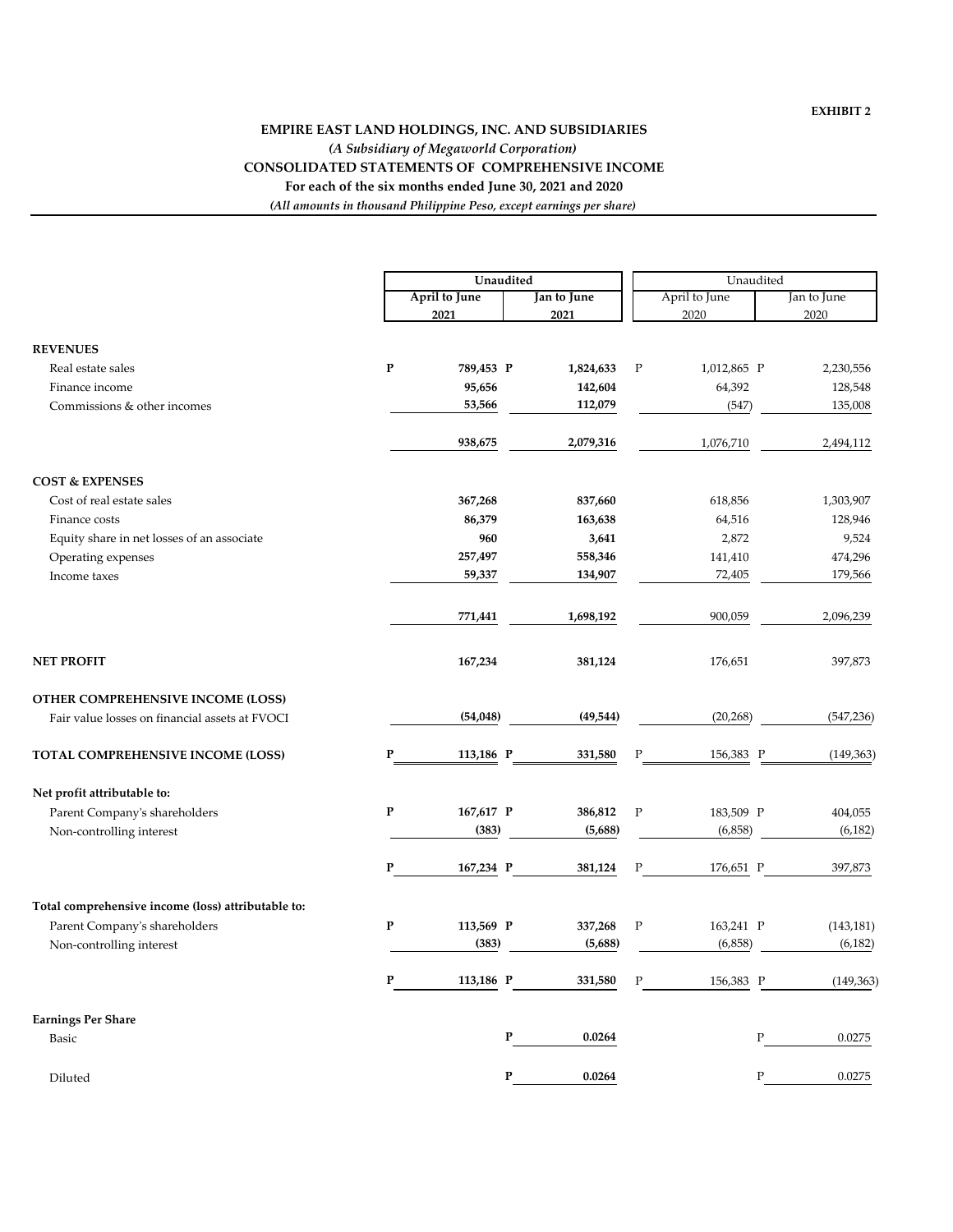EXHIBIT 2

# EMPIRE EAST LAND HOLDINGS, INC. AND SUBSIDIARIES

*(A Subsidiary of Megaworld Corporation)*

**CONSOLIDATED STATEMENTS OF COMPREHENSIVE INCOME**

**For each of the six months ended June 30, 2021 and 2020**

*(All amounts in thousand Philippine Peso, except earnings per share)*

| | Unaudited | | Unaudited | |
|---|---|---|---|---|
| | April to June 2021 | Jan to June 2021 | April to June 2020 | Jan to June 2020 |
| **REVENUES** | | | | |
| Real estate sales | P 789,453 | P 1,824,633 | P 1,012,865 | P 2,230,556 |
| Finance income | 95,656 | 142,604 | 64,392 | 128,548 |
| Commissions & other incomes | 53,566 | 112,079 | (547) | 135,008 |
| | 938,675 | 2,079,316 | 1,076,710 | 2,494,112 |
| **COST & EXPENSES** | | | | |
| Cost of real estate sales | 367,268 | 837,660 | 618,856 | 1,303,907 |
| Finance costs | 86,379 | 163,638 | 64,516 | 128,946 |
| Equity share in net losses of an associate | 960 | 3,641 | 2,872 | 9,524 |
| Operating expenses | 257,497 | 558,346 | 141,410 | 474,296 |
| Income taxes | 59,337 | 134,907 | 72,405 | 179,566 |
| | 771,441 | 1,698,192 | 900,059 | 2,096,239 |
| **NET PROFIT** | 167,234 | 381,124 | 176,651 | 397,873 |
| **OTHER COMPREHENSIVE INCOME (LOSS)** | | | | |
| Fair value losses on financial assets at FVOCI | (54,048) | (49,544) | (20,268) | (547,236) |
| **TOTAL COMPREHENSIVE INCOME (LOSS)** | P 113,186 | P 331,580 | P 156,383 | P (149,363) |
| **Net profit attributable to:** | | | | |
| Parent Company's shareholders | P 167,617 | P 386,812 | P 183,509 | P 404,055 |
| Non-controlling interest | (383) | (5,688) | (6,858) | (6,182) |
| | P 167,234 | P 381,124 | P 176,651 | P 397,873 |
| **Total comprehensive income (loss) attributable to:** | | | | |
| Parent Company's shareholders | P 113,569 | P 337,268 | P 163,241 | P (143,181) |
| Non-controlling interest | (383) | (5,688) | (6,858) | (6,182) |
| | P 113,186 | P 331,580 | P 156,383 | P (149,363) |
| **Earnings Per Share** | | | | |
| Basic | | P 0.0264 | | P 0.0275 |
| Diluted | | P 0.0264 | | P 0.0275 |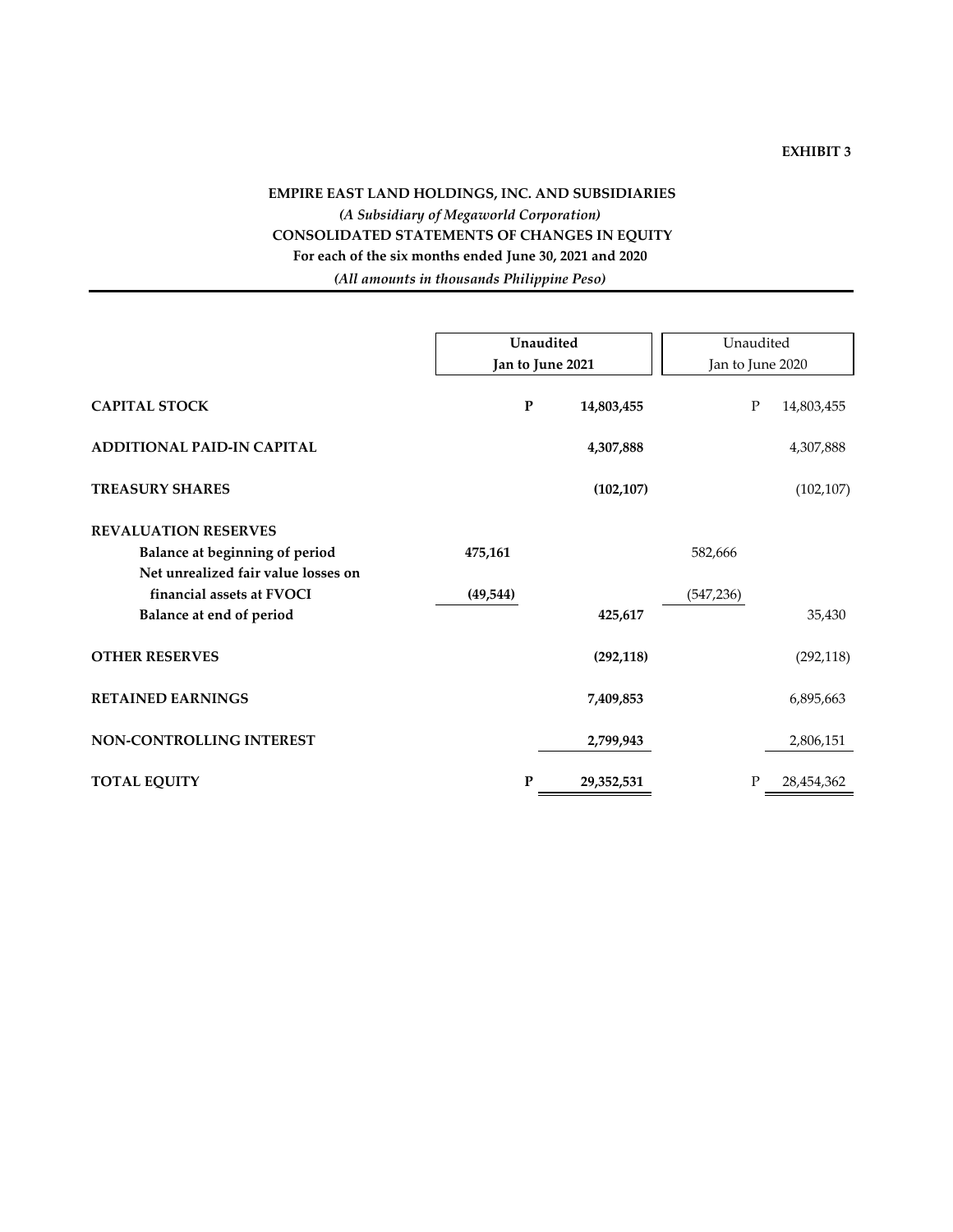**EXHIBIT 3**

**EMPIRE EAST LAND HOLDINGS, INC. AND SUBSIDIARIES**
***(A Subsidiary of Megaworld Corporation)***
**CONSOLIDATED STATEMENTS OF CHANGES IN EQUITY**
**For each of the six months ended June 30, 2021 and 2020**
***(All amounts in thousands Philippine Peso)***

| | Unaudited Jan to June 2021 | | Unaudited Jan to June 2020 | |
|---|---|---|---|---|
| **CAPITAL STOCK** | | **P 14,803,455** | | P 14,803,455 |
| **ADDITIONAL PAID-IN CAPITAL** | | **4,307,888** | | 4,307,888 |
| **TREASURY SHARES** | | **(102,107)** | | (102,107) |
| **REVALUATION RESERVES** | | | | |
| **Balance at beginning of period** | **475,161** | | 582,666 | |
| **Net unrealized fair value losses on financial assets at FVOCI** | **(49,544)** | | (547,236) | |
| **Balance at end of period** | | **425,617** | | 35,430 |
| **OTHER RESERVES** | | **(292,118)** | | (292,118) |
| **RETAINED EARNINGS** | | **7,409,853** | | 6,895,663 |
| **NON-CONTROLLING INTEREST** | | **2,799,943** | | 2,806,151 |
| **TOTAL EQUITY** | | **P 29,352,531** | | P 28,454,362 |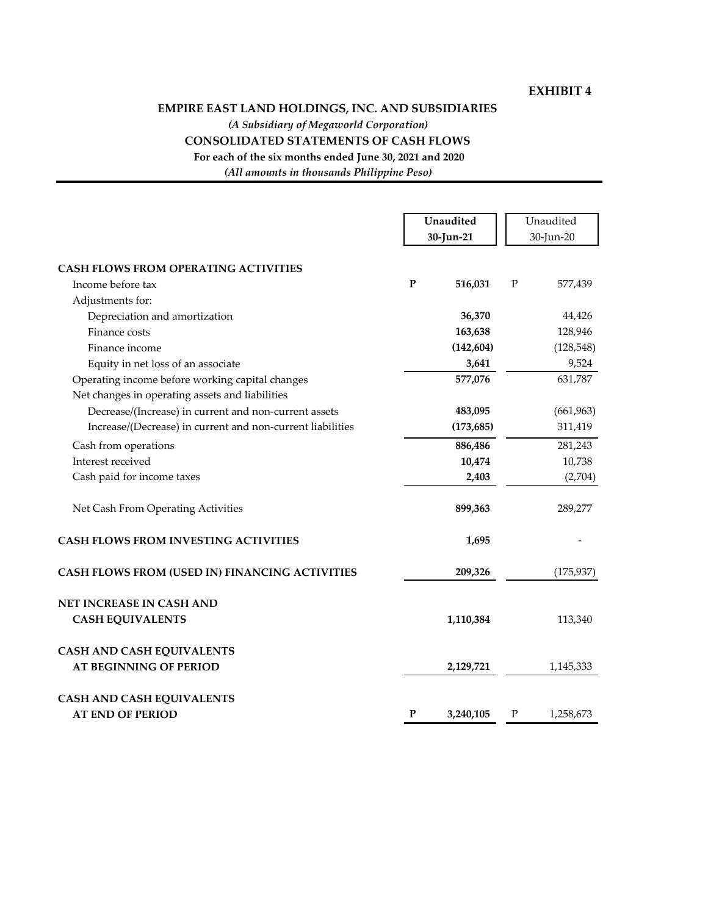**EXHIBIT 4**

**EMPIRE EAST LAND HOLDINGS, INC. AND SUBSIDIARIES**

***(A Subsidiary of Megaworld Corporation)***

**CONSOLIDATED STATEMENTS OF CASH FLOWS**

**For each of the six months ended June 30, 2021 and 2020**

***(All amounts in thousands Philippine Peso)***

| | | **Unaudited 30-Jun-21** | | Unaudited 30-Jun-20 |
|---|---|---|---|---|
| **CASH FLOWS FROM OPERATING ACTIVITIES** | | | | |
| Income before tax | **P** | **516,031** | P | 577,439 |
| Adjustments for: | | | | |
| Depreciation and amortization | | **36,370** | | 44,426 |
| Finance costs | | **163,638** | | 128,946 |
| Finance income | | **(142,604)** | | (128,548) |
| Equity in net loss of an associate | | **3,641** | | 9,524 |
| Operating income before working capital changes | | **577,076** | | 631,787 |
| Net changes in operating assets and liabilities | | | | |
| Decrease/(Increase) in current and non-current assets | | **483,095** | | (661,963) |
| Increase/(Decrease) in current and non-current liabilities | | **(173,685)** | | 311,419 |
| Cash from operations | | **886,486** | | 281,243 |
| Interest received | | **10,474** | | 10,738 |
| Cash paid for income taxes | | **2,403** | | (2,704) |
| Net Cash From Operating Activities | | **899,363** | | 289,277 |
| **CASH FLOWS FROM INVESTING ACTIVITIES** | | **1,695** | | - |
| **CASH FLOWS FROM (USED IN) FINANCING ACTIVITIES** | | **209,326** | | (175,937) |
| **NET INCREASE IN CASH AND CASH EQUIVALENTS** | | **1,110,384** | | 113,340 |
| **CASH AND CASH EQUIVALENTS AT BEGINNING OF PERIOD** | | **2,129,721** | | 1,145,333 |
| **CASH AND CASH EQUIVALENTS AT END OF PERIOD** | **P** | **3,240,105** | P | 1,258,673 |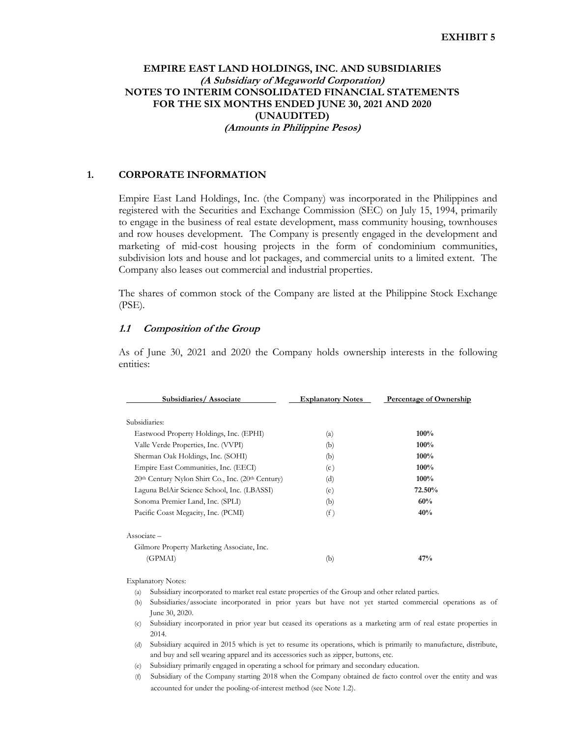**EXHIBIT 5**

# EMPIRE EAST LAND HOLDINGS, INC. AND SUBSIDIARIES
***(A Subsidiary of Megaworld Corporation)***
## NOTES TO INTERIM CONSOLIDATED FINANCIAL STATEMENTS
## FOR THE SIX MONTHS ENDED JUNE 30, 2021 AND 2020
## (UNAUDITED)
***(Amounts in Philippine Pesos)***

## 1. CORPORATE INFORMATION

Empire East Land Holdings, Inc. (the Company) was incorporated in the Philippines and registered with the Securities and Exchange Commission (SEC) on July 15, 1994, primarily to engage in the business of real estate development, mass community housing, townhouses and row houses development. The Company is presently engaged in the development and marketing of mid-cost housing projects in the form of condominium communities, subdivision lots and house and lot packages, and commercial units to a limited extent. The Company also leases out commercial and industrial properties.

The shares of common stock of the Company are listed at the Philippine Stock Exchange (PSE).

### *1.1 Composition of the Group*

As of June 30, 2021 and 2020 the Company holds ownership interests in the following entities:

| Subsidiaries/ Associate | Explanatory Notes | Percentage of Ownership |
|---|---|---|
| Subsidiaries: | | |
| Eastwood Property Holdings, Inc. (EPHI) | (a) | **100%** |
| Valle Verde Properties, Inc. (VVPI) | (b) | **100%** |
| Sherman Oak Holdings, Inc. (SOHI) | (b) | **100%** |
| Empire East Communities, Inc. (EECI) | (c) | **100%** |
| 20th Century Nylon Shirt Co., Inc. (20th Century) | (d) | **100%** |
| Laguna BelAir Science School, Inc. (LBASSI) | (e) | **72.50%** |
| Sonoma Premier Land, Inc. (SPLI) | (b) | **60%** |
| Pacific Coast Megacity, Inc. (PCMI) | (f) | **40%** |
| Associate – | | |
| Gilmore Property Marketing Associate, Inc. (GPMAI) | (b) | **47%** |

Explanatory Notes:

(a) Subsidiary incorporated to market real estate properties of the Group and other related parties.

(b) Subsidiaries/associate incorporated in prior years but have not yet started commercial operations as of June 30, 2020.

(c) Subsidiary incorporated in prior year but ceased its operations as a marketing arm of real estate properties in 2014.

(d) Subsidiary acquired in 2015 which is yet to resume its operations, which is primarily to manufacture, distribute, and buy and sell wearing apparel and its accessories such as zipper, buttons, etc.

(e) Subsidiary primarily engaged in operating a school for primary and secondary education.

(f) Subsidiary of the Company starting 2018 when the Company obtained de facto control over the entity and was accounted for under the pooling-of-interest method (see Note 1.2).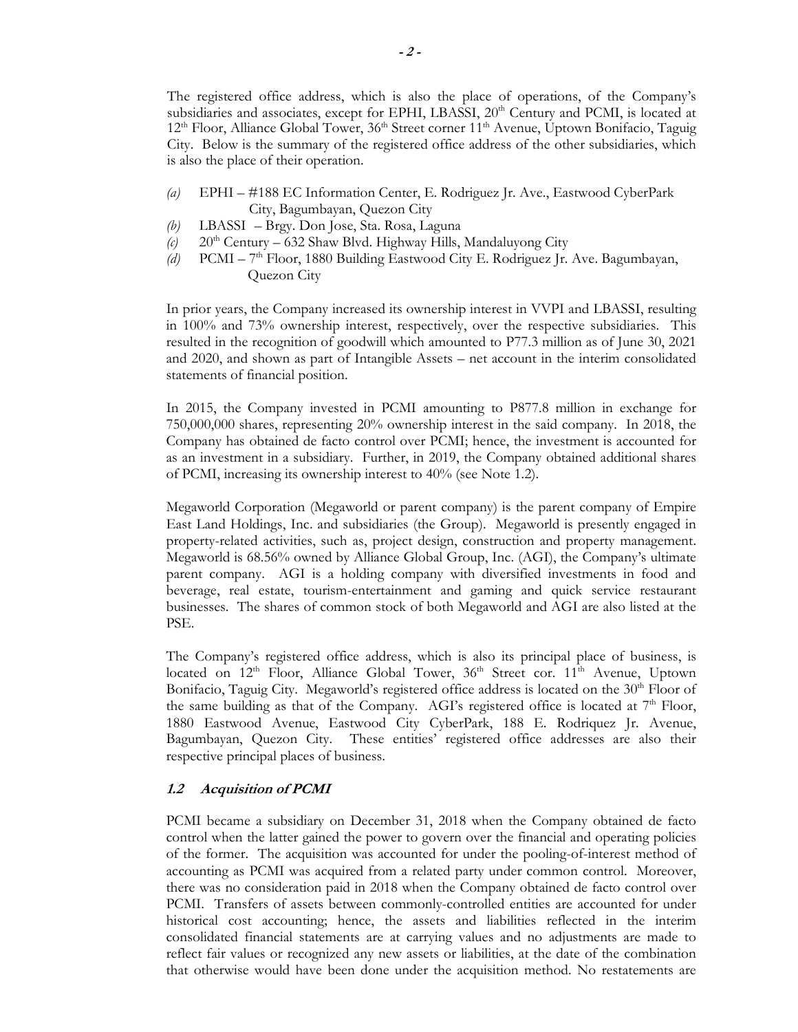The registered office address, which is also the place of operations, of the Company's subsidiaries and associates, except for EPHI, LBASSI, 20th Century and PCMI, is located at 12th Floor, Alliance Global Tower, 36th Street corner 11th Avenue, Uptown Bonifacio, Taguig City. Below is the summary of the registered office address of the other subsidiaries, which is also the place of their operation.

*(a)* EPHI – #188 EC Information Center, E. Rodriguez Jr. Ave., Eastwood CyberPark City, Bagumbayan, Quezon City
*(b)* LBASSI – Brgy. Don Jose, Sta. Rosa, Laguna
*(c)* 20th Century – 632 Shaw Blvd. Highway Hills, Mandaluyong City
*(d)* PCMI – 7th Floor, 1880 Building Eastwood City E. Rodriguez Jr. Ave. Bagumbayan, Quezon City

In prior years, the Company increased its ownership interest in VVPI and LBASSI, resulting in 100% and 73% ownership interest, respectively, over the respective subsidiaries. This resulted in the recognition of goodwill which amounted to P77.3 million as of June 30, 2021 and 2020, and shown as part of Intangible Assets – net account in the interim consolidated statements of financial position.

In 2015, the Company invested in PCMI amounting to P877.8 million in exchange for 750,000,000 shares, representing 20% ownership interest in the said company. In 2018, the Company has obtained de facto control over PCMI; hence, the investment is accounted for as an investment in a subsidiary. Further, in 2019, the Company obtained additional shares of PCMI, increasing its ownership interest to 40% (see Note 1.2).

Megaworld Corporation (Megaworld or parent company) is the parent company of Empire East Land Holdings, Inc. and subsidiaries (the Group). Megaworld is presently engaged in property-related activities, such as, project design, construction and property management. Megaworld is 68.56% owned by Alliance Global Group, Inc. (AGI), the Company's ultimate parent company. AGI is a holding company with diversified investments in food and beverage, real estate, tourism-entertainment and gaming and quick service restaurant businesses. The shares of common stock of both Megaworld and AGI are also listed at the PSE.

The Company's registered office address, which is also its principal place of business, is located on 12th Floor, Alliance Global Tower, 36th Street cor. 11th Avenue, Uptown Bonifacio, Taguig City. Megaworld's registered office address is located on the 30th Floor of the same building as that of the Company. AGI's registered office is located at 7th Floor, 1880 Eastwood Avenue, Eastwood City CyberPark, 188 E. Rodriquez Jr. Avenue, Bagumbayan, Quezon City. These entities' registered office addresses are also their respective principal places of business.

### *1.2 Acquisition of PCMI*

PCMI became a subsidiary on December 31, 2018 when the Company obtained de facto control when the latter gained the power to govern over the financial and operating policies of the former. The acquisition was accounted for under the pooling-of-interest method of accounting as PCMI was acquired from a related party under common control. Moreover, there was no consideration paid in 2018 when the Company obtained de facto control over PCMI. Transfers of assets between commonly-controlled entities are accounted for under historical cost accounting; hence, the assets and liabilities reflected in the interim consolidated financial statements are at carrying values and no adjustments are made to reflect fair values or recognized any new assets or liabilities, at the date of the combination that otherwise would have been done under the acquisition method. No restatements are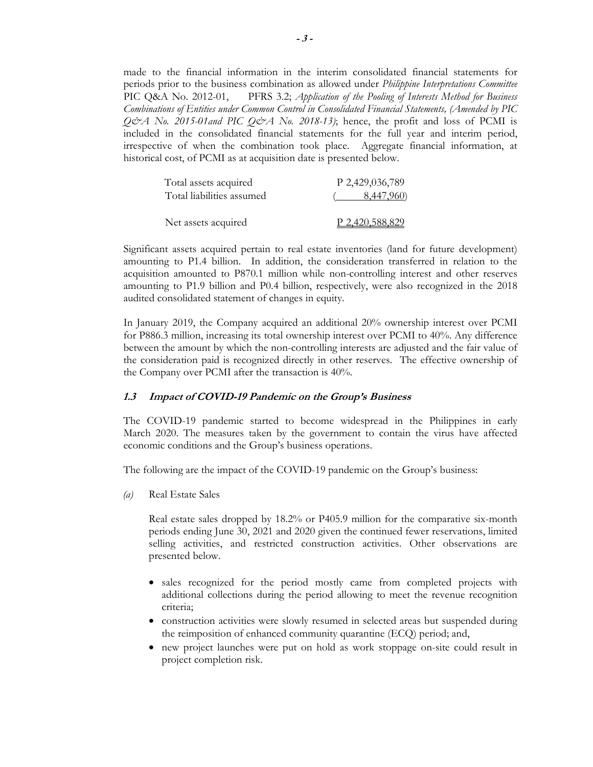made to the financial information in the interim consolidated financial statements for periods prior to the business combination as allowed under *Philippine Interpretations Committee* PIC Q&A No. 2012-01, PFRS 3.2; *Application of the Pooling of Interests Method for Business Combinations of Entities under Common Control in Consolidated Financial Statements, (Amended by PIC Q&A No. 2015-01and PIC Q&A No. 2018-13)*; hence, the profit and loss of PCMI is included in the consolidated financial statements for the full year and interim period, irrespective of when the combination took place. Aggregate financial information, at historical cost, of PCMI as at acquisition date is presented below.

| | |
|---|---|
| Total assets acquired | P 2,429,036,789 |
| Total liabilities assumed | ( 8,447,960) |
| Net assets acquired | P 2,420,588,829 |

Significant assets acquired pertain to real estate inventories (land for future development) amounting to P1.4 billion. In addition, the consideration transferred in relation to the acquisition amounted to P870.1 million while non-controlling interest and other reserves amounting to P1.9 billion and P0.4 billion, respectively, were also recognized in the 2018 audited consolidated statement of changes in equity.

In January 2019, the Company acquired an additional 20% ownership interest over PCMI for P886.3 million, increasing its total ownership interest over PCMI to 40%. Any difference between the amount by which the non-controlling interests are adjusted and the fair value of the consideration paid is recognized directly in other reserves. The effective ownership of the Company over PCMI after the transaction is 40%.

### 1.3 Impact of COVID-19 Pandemic on the Group's Business

The COVID-19 pandemic started to become widespread in the Philippines in early March 2020. The measures taken by the government to contain the virus have affected economic conditions and the Group's business operations.

The following are the impact of the COVID-19 pandemic on the Group's business:

*(a)* Real Estate Sales

Real estate sales dropped by 18.2% or P405.9 million for the comparative six-month periods ending June 30, 2021 and 2020 given the continued fewer reservations, limited selling activities, and restricted construction activities. Other observations are presented below.

- sales recognized for the period mostly came from completed projects with additional collections during the period allowing to meet the revenue recognition criteria;
- construction activities were slowly resumed in selected areas but suspended during the reimposition of enhanced community quarantine (ECQ) period; and,
- new project launches were put on hold as work stoppage on-site could result in project completion risk.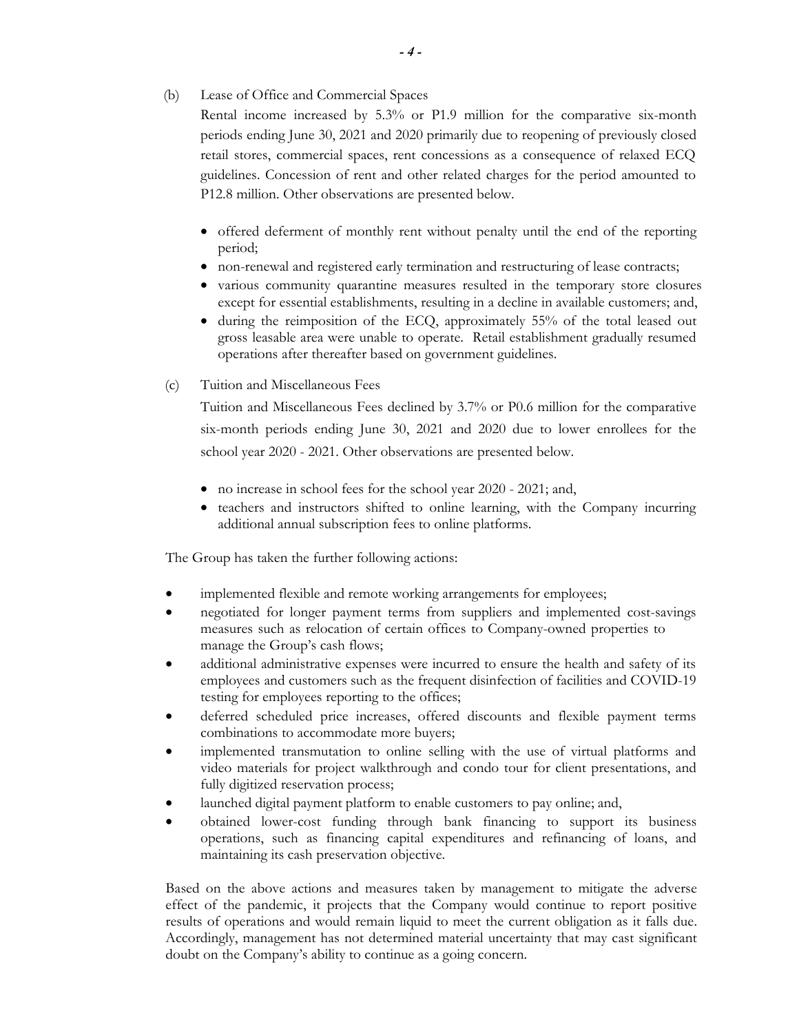(b) Lease of Office and Commercial Spaces

Rental income increased by 5.3% or P1.9 million for the comparative six-month periods ending June 30, 2021 and 2020 primarily due to reopening of previously closed retail stores, commercial spaces, rent concessions as a consequence of relaxed ECQ guidelines. Concession of rent and other related charges for the period amounted to P12.8 million. Other observations are presented below.

- offered deferment of monthly rent without penalty until the end of the reporting period;
- non-renewal and registered early termination and restructuring of lease contracts;
- various community quarantine measures resulted in the temporary store closures except for essential establishments, resulting in a decline in available customers; and,
- during the reimposition of the ECQ, approximately 55% of the total leased out gross leasable area were unable to operate. Retail establishment gradually resumed operations after thereafter based on government guidelines.

(c) Tuition and Miscellaneous Fees

Tuition and Miscellaneous Fees declined by 3.7% or P0.6 million for the comparative six-month periods ending June 30, 2021 and 2020 due to lower enrollees for the school year 2020 - 2021. Other observations are presented below.

- no increase in school fees for the school year 2020 - 2021; and,
- teachers and instructors shifted to online learning, with the Company incurring additional annual subscription fees to online platforms.

The Group has taken the further following actions:

- implemented flexible and remote working arrangements for employees;
- negotiated for longer payment terms from suppliers and implemented cost-savings measures such as relocation of certain offices to Company-owned properties to manage the Group's cash flows;
- additional administrative expenses were incurred to ensure the health and safety of its employees and customers such as the frequent disinfection of facilities and COVID-19 testing for employees reporting to the offices;
- deferred scheduled price increases, offered discounts and flexible payment terms combinations to accommodate more buyers;
- implemented transmutation to online selling with the use of virtual platforms and video materials for project walkthrough and condo tour for client presentations, and fully digitized reservation process;
- launched digital payment platform to enable customers to pay online; and,
- obtained lower-cost funding through bank financing to support its business operations, such as financing capital expenditures and refinancing of loans, and maintaining its cash preservation objective.

Based on the above actions and measures taken by management to mitigate the adverse effect of the pandemic, it projects that the Company would continue to report positive results of operations and would remain liquid to meet the current obligation as it falls due. Accordingly, management has not determined material uncertainty that may cast significant doubt on the Company's ability to continue as a going concern.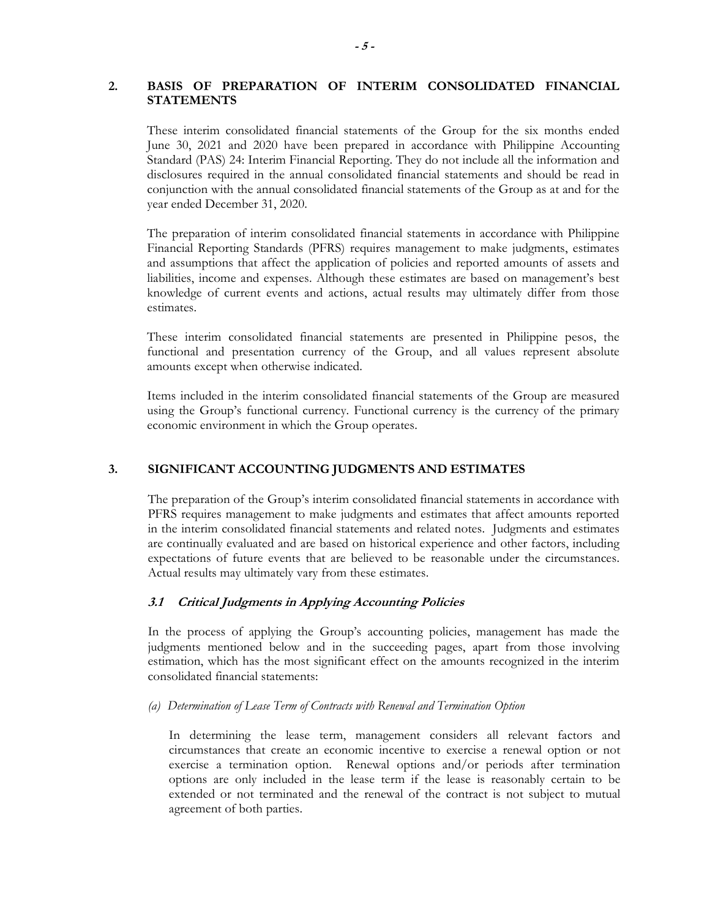## 2. BASIS OF PREPARATION OF INTERIM CONSOLIDATED FINANCIAL STATEMENTS

These interim consolidated financial statements of the Group for the six months ended June 30, 2021 and 2020 have been prepared in accordance with Philippine Accounting Standard (PAS) 24: Interim Financial Reporting. They do not include all the information and disclosures required in the annual consolidated financial statements and should be read in conjunction with the annual consolidated financial statements of the Group as at and for the year ended December 31, 2020.

The preparation of interim consolidated financial statements in accordance with Philippine Financial Reporting Standards (PFRS) requires management to make judgments, estimates and assumptions that affect the application of policies and reported amounts of assets and liabilities, income and expenses. Although these estimates are based on management's best knowledge of current events and actions, actual results may ultimately differ from those estimates.

These interim consolidated financial statements are presented in Philippine pesos, the functional and presentation currency of the Group, and all values represent absolute amounts except when otherwise indicated.

Items included in the interim consolidated financial statements of the Group are measured using the Group's functional currency. Functional currency is the currency of the primary economic environment in which the Group operates.

## 3. SIGNIFICANT ACCOUNTING JUDGMENTS AND ESTIMATES

The preparation of the Group's interim consolidated financial statements in accordance with PFRS requires management to make judgments and estimates that affect amounts reported in the interim consolidated financial statements and related notes. Judgments and estimates are continually evaluated and are based on historical experience and other factors, including expectations of future events that are believed to be reasonable under the circumstances. Actual results may ultimately vary from these estimates.

### *3.1 Critical Judgments in Applying Accounting Policies*

In the process of applying the Group's accounting policies, management has made the judgments mentioned below and in the succeeding pages, apart from those involving estimation, which has the most significant effect on the amounts recognized in the interim consolidated financial statements:

*(a) Determination of Lease Term of Contracts with Renewal and Termination Option*

In determining the lease term, management considers all relevant factors and circumstances that create an economic incentive to exercise a renewal option or not exercise a termination option. Renewal options and/or periods after termination options are only included in the lease term if the lease is reasonably certain to be extended or not terminated and the renewal of the contract is not subject to mutual agreement of both parties.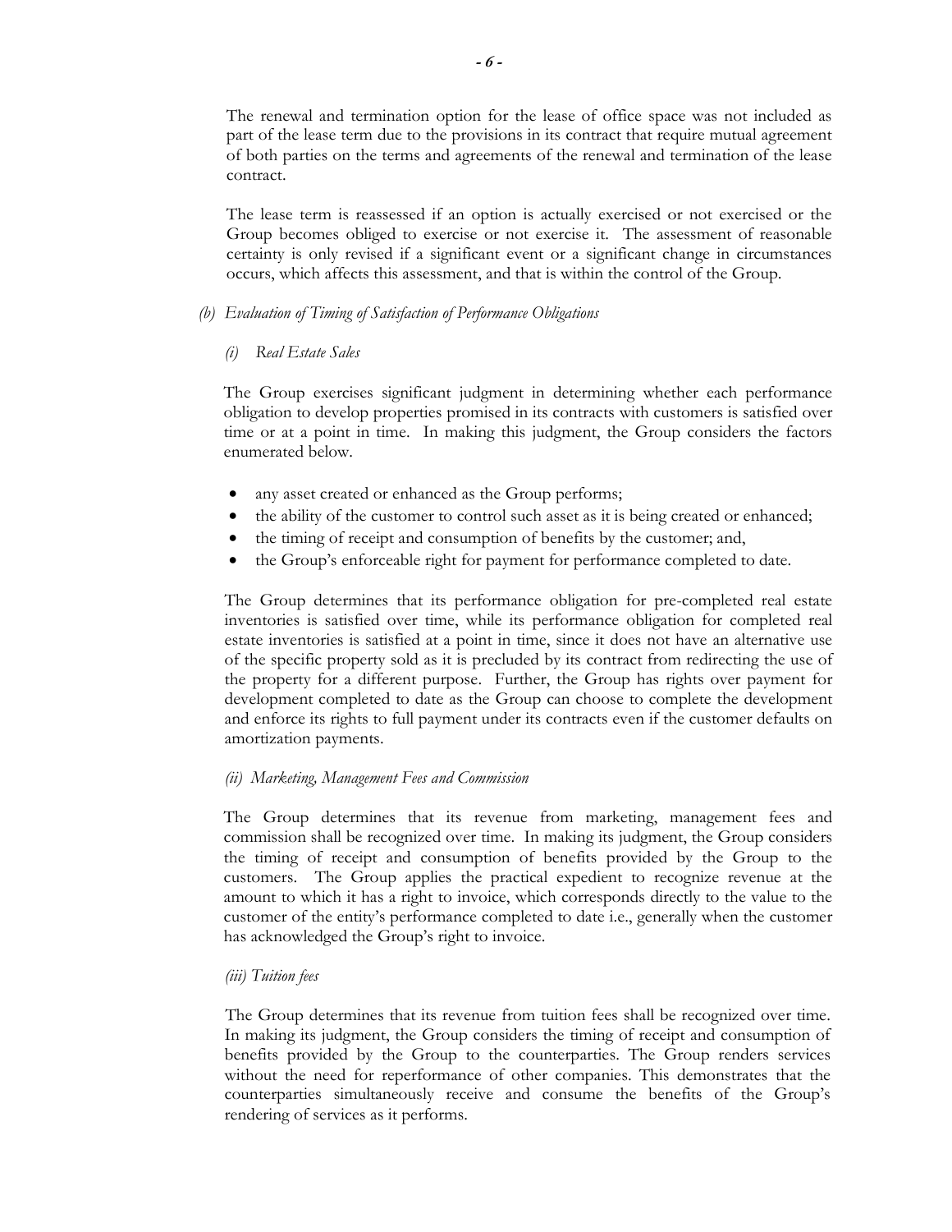The renewal and termination option for the lease of office space was not included as part of the lease term due to the provisions in its contract that require mutual agreement of both parties on the terms and agreements of the renewal and termination of the lease contract.

The lease term is reassessed if an option is actually exercised or not exercised or the Group becomes obliged to exercise or not exercise it. The assessment of reasonable certainty is only revised if a significant event or a significant change in circumstances occurs, which affects this assessment, and that is within the control of the Group.

*(b) Evaluation of Timing of Satisfaction of Performance Obligations*

*(i) Real Estate Sales*

The Group exercises significant judgment in determining whether each performance obligation to develop properties promised in its contracts with customers is satisfied over time or at a point in time. In making this judgment, the Group considers the factors enumerated below.

- any asset created or enhanced as the Group performs;
- the ability of the customer to control such asset as it is being created or enhanced;
- the timing of receipt and consumption of benefits by the customer; and,
- the Group's enforceable right for payment for performance completed to date.

The Group determines that its performance obligation for pre-completed real estate inventories is satisfied over time, while its performance obligation for completed real estate inventories is satisfied at a point in time, since it does not have an alternative use of the specific property sold as it is precluded by its contract from redirecting the use of the property for a different purpose. Further, the Group has rights over payment for development completed to date as the Group can choose to complete the development and enforce its rights to full payment under its contracts even if the customer defaults on amortization payments.

*(ii) Marketing, Management Fees and Commission*

The Group determines that its revenue from marketing, management fees and commission shall be recognized over time. In making its judgment, the Group considers the timing of receipt and consumption of benefits provided by the Group to the customers. The Group applies the practical expedient to recognize revenue at the amount to which it has a right to invoice, which corresponds directly to the value to the customer of the entity's performance completed to date i.e., generally when the customer has acknowledged the Group's right to invoice.

*(iii) Tuition fees*

The Group determines that its revenue from tuition fees shall be recognized over time. In making its judgment, the Group considers the timing of receipt and consumption of benefits provided by the Group to the counterparties. The Group renders services without the need for reperformance of other companies. This demonstrates that the counterparties simultaneously receive and consume the benefits of the Group's rendering of services as it performs.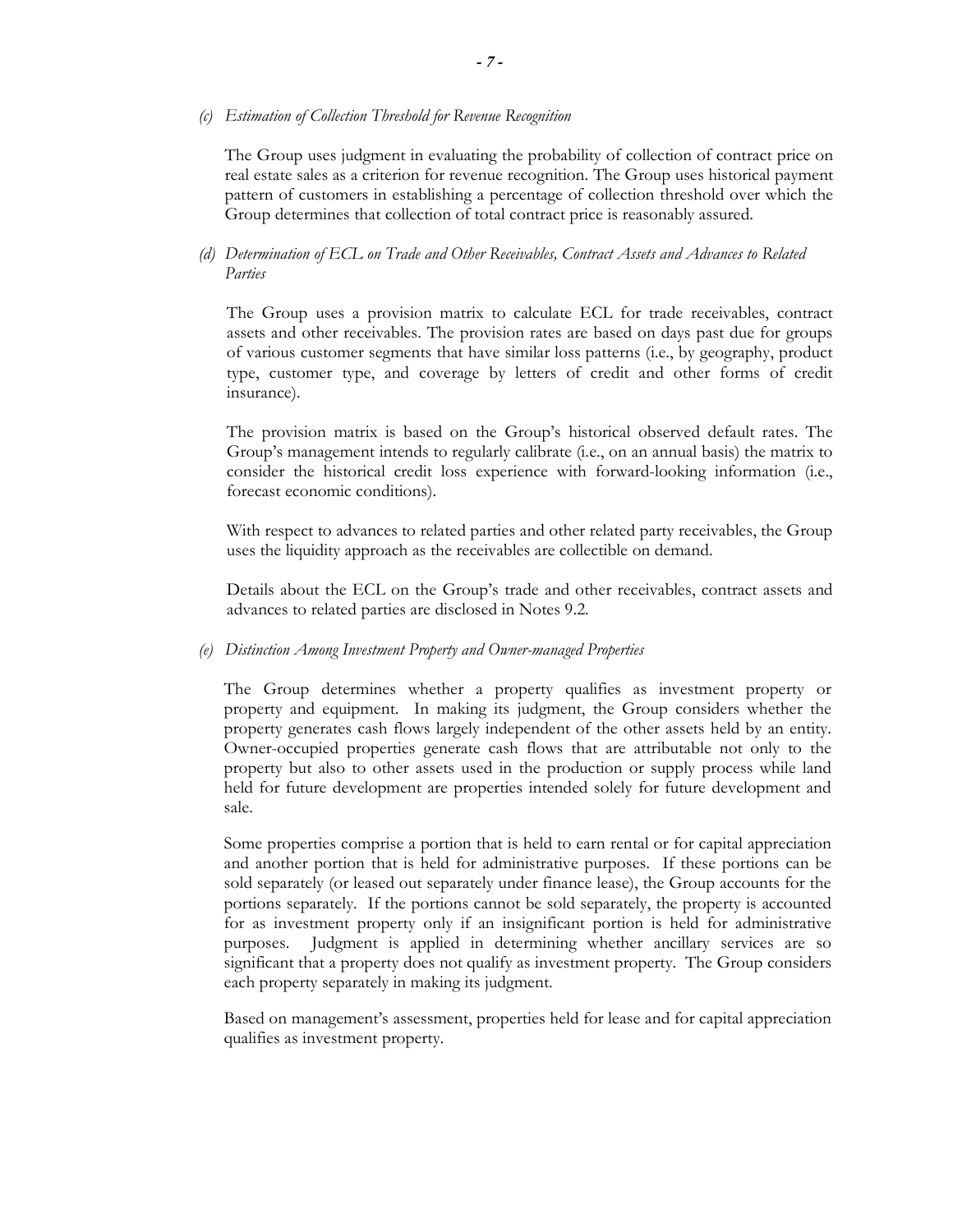*(c) Estimation of Collection Threshold for Revenue Recognition*

The Group uses judgment in evaluating the probability of collection of contract price on real estate sales as a criterion for revenue recognition. The Group uses historical payment pattern of customers in establishing a percentage of collection threshold over which the Group determines that collection of total contract price is reasonably assured.

*(d) Determination of ECL on Trade and Other Receivables, Contract Assets and Advances to Related Parties*

The Group uses a provision matrix to calculate ECL for trade receivables, contract assets and other receivables. The provision rates are based on days past due for groups of various customer segments that have similar loss patterns (i.e., by geography, product type, customer type, and coverage by letters of credit and other forms of credit insurance).

The provision matrix is based on the Group's historical observed default rates. The Group's management intends to regularly calibrate (i.e., on an annual basis) the matrix to consider the historical credit loss experience with forward-looking information (i.e., forecast economic conditions).

With respect to advances to related parties and other related party receivables, the Group uses the liquidity approach as the receivables are collectible on demand.

Details about the ECL on the Group's trade and other receivables, contract assets and advances to related parties are disclosed in Notes 9.2.

*(e) Distinction Among Investment Property and Owner-managed Properties*

The Group determines whether a property qualifies as investment property or property and equipment. In making its judgment, the Group considers whether the property generates cash flows largely independent of the other assets held by an entity. Owner-occupied properties generate cash flows that are attributable not only to the property but also to other assets used in the production or supply process while land held for future development are properties intended solely for future development and sale.

Some properties comprise a portion that is held to earn rental or for capital appreciation and another portion that is held for administrative purposes. If these portions can be sold separately (or leased out separately under finance lease), the Group accounts for the portions separately. If the portions cannot be sold separately, the property is accounted for as investment property only if an insignificant portion is held for administrative purposes. Judgment is applied in determining whether ancillary services are so significant that a property does not qualify as investment property. The Group considers each property separately in making its judgment.

Based on management's assessment, properties held for lease and for capital appreciation qualifies as investment property.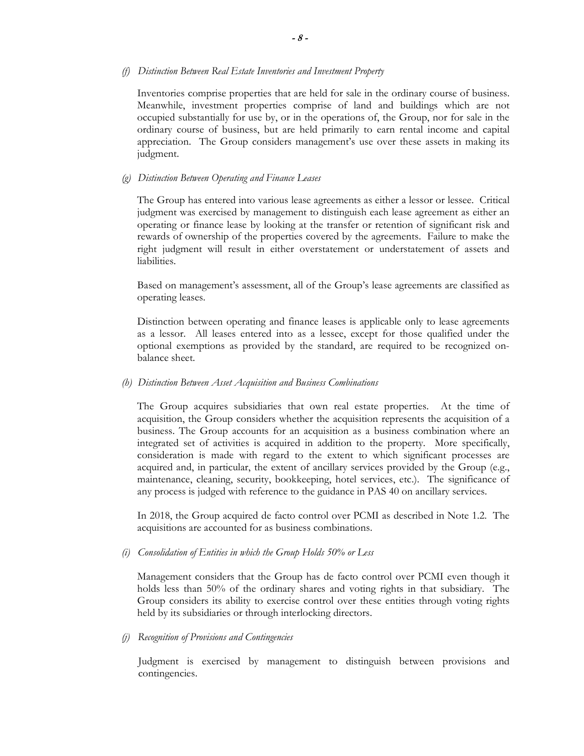*(f) Distinction Between Real Estate Inventories and Investment Property*

Inventories comprise properties that are held for sale in the ordinary course of business. Meanwhile, investment properties comprise of land and buildings which are not occupied substantially for use by, or in the operations of, the Group, nor for sale in the ordinary course of business, but are held primarily to earn rental income and capital appreciation. The Group considers management's use over these assets in making its judgment.

*(g) Distinction Between Operating and Finance Leases*

The Group has entered into various lease agreements as either a lessor or lessee. Critical judgment was exercised by management to distinguish each lease agreement as either an operating or finance lease by looking at the transfer or retention of significant risk and rewards of ownership of the properties covered by the agreements. Failure to make the right judgment will result in either overstatement or understatement of assets and liabilities.

Based on management's assessment, all of the Group's lease agreements are classified as operating leases.

Distinction between operating and finance leases is applicable only to lease agreements as a lessor. All leases entered into as a lessee, except for those qualified under the optional exemptions as provided by the standard, are required to be recognized on-balance sheet.

*(h) Distinction Between Asset Acquisition and Business Combinations*

The Group acquires subsidiaries that own real estate properties. At the time of acquisition, the Group considers whether the acquisition represents the acquisition of a business. The Group accounts for an acquisition as a business combination where an integrated set of activities is acquired in addition to the property. More specifically, consideration is made with regard to the extent to which significant processes are acquired and, in particular, the extent of ancillary services provided by the Group (e.g., maintenance, cleaning, security, bookkeeping, hotel services, etc.). The significance of any process is judged with reference to the guidance in PAS 40 on ancillary services.

In 2018, the Group acquired de facto control over PCMI as described in Note 1.2. The acquisitions are accounted for as business combinations.

*(i) Consolidation of Entities in which the Group Holds 50% or Less*

Management considers that the Group has de facto control over PCMI even though it holds less than 50% of the ordinary shares and voting rights in that subsidiary. The Group considers its ability to exercise control over these entities through voting rights held by its subsidiaries or through interlocking directors.

*(j) Recognition of Provisions and Contingencies*

Judgment is exercised by management to distinguish between provisions and contingencies.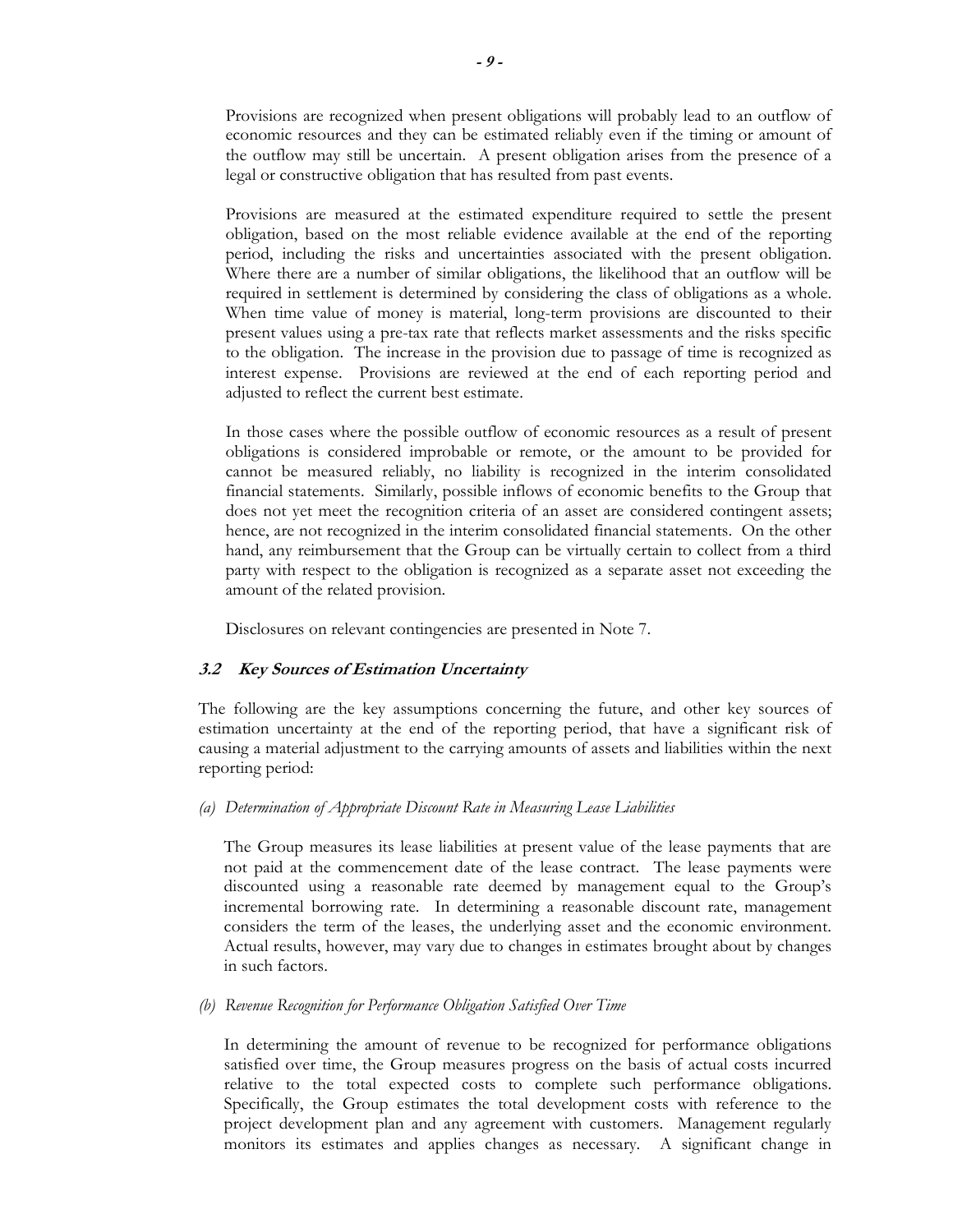Provisions are recognized when present obligations will probably lead to an outflow of economic resources and they can be estimated reliably even if the timing or amount of the outflow may still be uncertain. A present obligation arises from the presence of a legal or constructive obligation that has resulted from past events.

Provisions are measured at the estimated expenditure required to settle the present obligation, based on the most reliable evidence available at the end of the reporting period, including the risks and uncertainties associated with the present obligation. Where there are a number of similar obligations, the likelihood that an outflow will be required in settlement is determined by considering the class of obligations as a whole. When time value of money is material, long-term provisions are discounted to their present values using a pre-tax rate that reflects market assessments and the risks specific to the obligation. The increase in the provision due to passage of time is recognized as interest expense. Provisions are reviewed at the end of each reporting period and adjusted to reflect the current best estimate.

In those cases where the possible outflow of economic resources as a result of present obligations is considered improbable or remote, or the amount to be provided for cannot be measured reliably, no liability is recognized in the interim consolidated financial statements. Similarly, possible inflows of economic benefits to the Group that does not yet meet the recognition criteria of an asset are considered contingent assets; hence, are not recognized in the interim consolidated financial statements. On the other hand, any reimbursement that the Group can be virtually certain to collect from a third party with respect to the obligation is recognized as a separate asset not exceeding the amount of the related provision.

Disclosures on relevant contingencies are presented in Note 7.

### *3.2 Key Sources of Estimation Uncertainty*

The following are the key assumptions concerning the future, and other key sources of estimation uncertainty at the end of the reporting period, that have a significant risk of causing a material adjustment to the carrying amounts of assets and liabilities within the next reporting period:

*(a) Determination of Appropriate Discount Rate in Measuring Lease Liabilities*

The Group measures its lease liabilities at present value of the lease payments that are not paid at the commencement date of the lease contract. The lease payments were discounted using a reasonable rate deemed by management equal to the Group's incremental borrowing rate. In determining a reasonable discount rate, management considers the term of the leases, the underlying asset and the economic environment. Actual results, however, may vary due to changes in estimates brought about by changes in such factors.

*(b) Revenue Recognition for Performance Obligation Satisfied Over Time*

In determining the amount of revenue to be recognized for performance obligations satisfied over time, the Group measures progress on the basis of actual costs incurred relative to the total expected costs to complete such performance obligations. Specifically, the Group estimates the total development costs with reference to the project development plan and any agreement with customers. Management regularly monitors its estimates and applies changes as necessary. A significant change in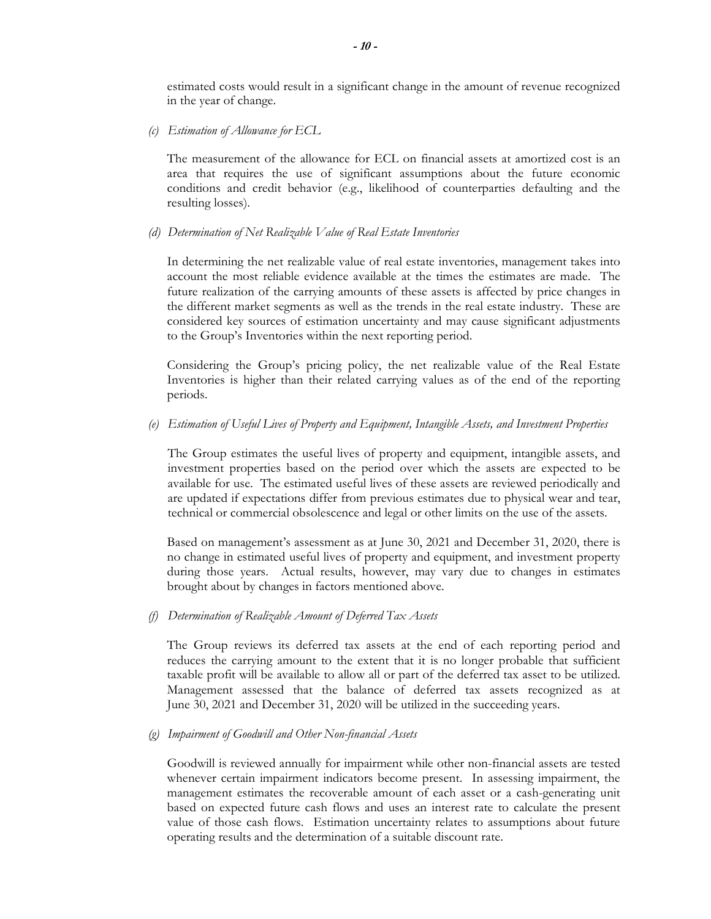estimated costs would result in a significant change in the amount of revenue recognized in the year of change.

*(c) Estimation of Allowance for ECL*

The measurement of the allowance for ECL on financial assets at amortized cost is an area that requires the use of significant assumptions about the future economic conditions and credit behavior (e.g., likelihood of counterparties defaulting and the resulting losses).

*(d) Determination of Net Realizable Value of Real Estate Inventories*

In determining the net realizable value of real estate inventories, management takes into account the most reliable evidence available at the times the estimates are made. The future realization of the carrying amounts of these assets is affected by price changes in the different market segments as well as the trends in the real estate industry. These are considered key sources of estimation uncertainty and may cause significant adjustments to the Group's Inventories within the next reporting period.

Considering the Group's pricing policy, the net realizable value of the Real Estate Inventories is higher than their related carrying values as of the end of the reporting periods.

*(e) Estimation of Useful Lives of Property and Equipment, Intangible Assets, and Investment Properties*

The Group estimates the useful lives of property and equipment, intangible assets, and investment properties based on the period over which the assets are expected to be available for use. The estimated useful lives of these assets are reviewed periodically and are updated if expectations differ from previous estimates due to physical wear and tear, technical or commercial obsolescence and legal or other limits on the use of the assets.

Based on management's assessment as at June 30, 2021 and December 31, 2020, there is no change in estimated useful lives of property and equipment, and investment property during those years. Actual results, however, may vary due to changes in estimates brought about by changes in factors mentioned above.

*(f) Determination of Realizable Amount of Deferred Tax Assets*

The Group reviews its deferred tax assets at the end of each reporting period and reduces the carrying amount to the extent that it is no longer probable that sufficient taxable profit will be available to allow all or part of the deferred tax asset to be utilized. Management assessed that the balance of deferred tax assets recognized as at June 30, 2021 and December 31, 2020 will be utilized in the succeeding years.

*(g) Impairment of Goodwill and Other Non-financial Assets*

Goodwill is reviewed annually for impairment while other non-financial assets are tested whenever certain impairment indicators become present. In assessing impairment, the management estimates the recoverable amount of each asset or a cash-generating unit based on expected future cash flows and uses an interest rate to calculate the present value of those cash flows. Estimation uncertainty relates to assumptions about future operating results and the determination of a suitable discount rate.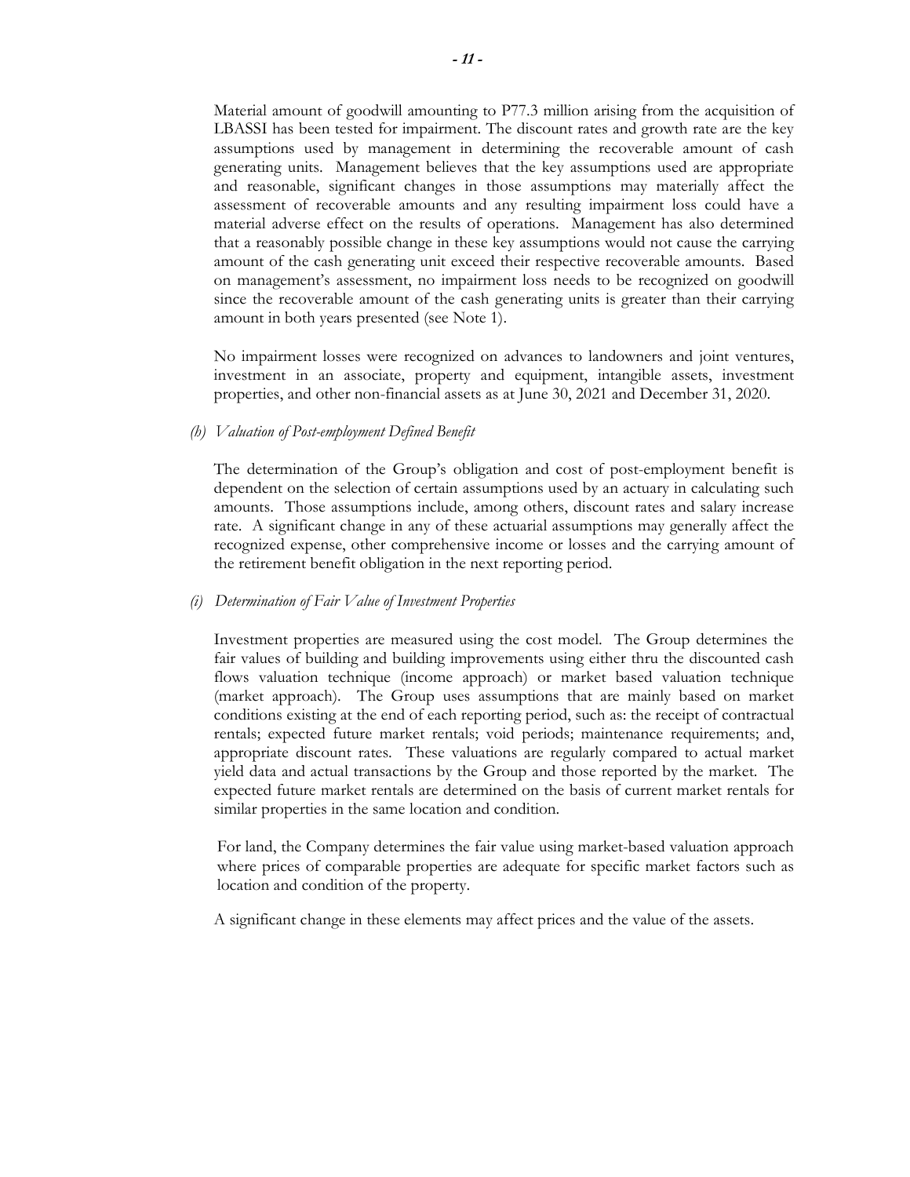Material amount of goodwill amounting to P77.3 million arising from the acquisition of LBASSI has been tested for impairment. The discount rates and growth rate are the key assumptions used by management in determining the recoverable amount of cash generating units. Management believes that the key assumptions used are appropriate and reasonable, significant changes in those assumptions may materially affect the assessment of recoverable amounts and any resulting impairment loss could have a material adverse effect on the results of operations. Management has also determined that a reasonably possible change in these key assumptions would not cause the carrying amount of the cash generating unit exceed their respective recoverable amounts. Based on management's assessment, no impairment loss needs to be recognized on goodwill since the recoverable amount of the cash generating units is greater than their carrying amount in both years presented (see Note 1).

No impairment losses were recognized on advances to landowners and joint ventures, investment in an associate, property and equipment, intangible assets, investment properties, and other non-financial assets as at June 30, 2021 and December 31, 2020.

*(h) Valuation of Post-employment Defined Benefit*

The determination of the Group's obligation and cost of post-employment benefit is dependent on the selection of certain assumptions used by an actuary in calculating such amounts. Those assumptions include, among others, discount rates and salary increase rate. A significant change in any of these actuarial assumptions may generally affect the recognized expense, other comprehensive income or losses and the carrying amount of the retirement benefit obligation in the next reporting period.

*(i) Determination of Fair Value of Investment Properties*

Investment properties are measured using the cost model. The Group determines the fair values of building and building improvements using either thru the discounted cash flows valuation technique (income approach) or market based valuation technique (market approach). The Group uses assumptions that are mainly based on market conditions existing at the end of each reporting period, such as: the receipt of contractual rentals; expected future market rentals; void periods; maintenance requirements; and, appropriate discount rates. These valuations are regularly compared to actual market yield data and actual transactions by the Group and those reported by the market. The expected future market rentals are determined on the basis of current market rentals for similar properties in the same location and condition.

For land, the Company determines the fair value using market-based valuation approach where prices of comparable properties are adequate for specific market factors such as location and condition of the property.

A significant change in these elements may affect prices and the value of the assets.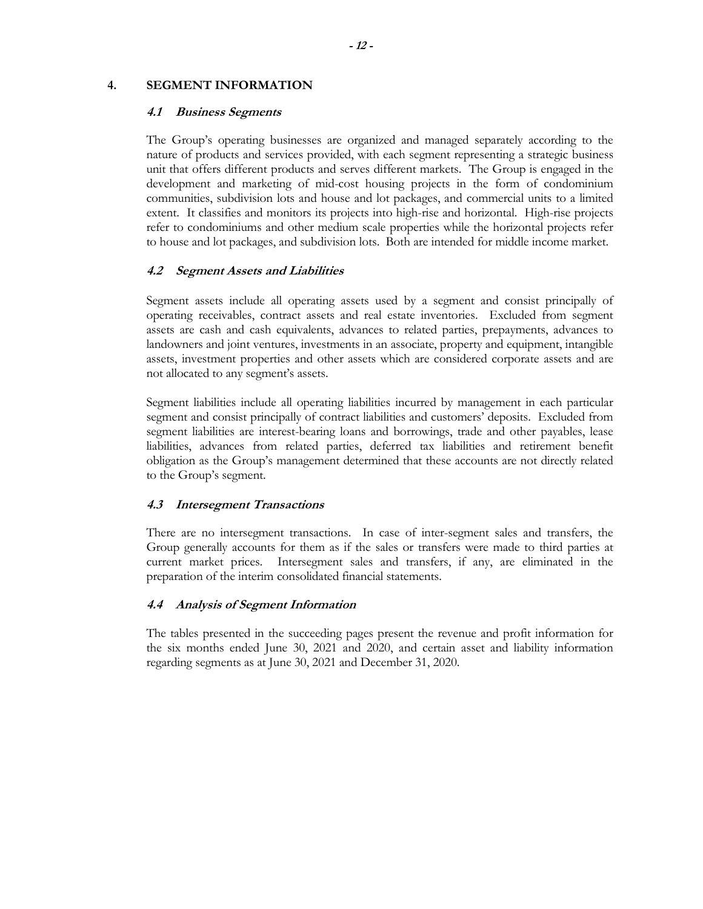## 4. SEGMENT INFORMATION

### *4.1 Business Segments*

The Group's operating businesses are organized and managed separately according to the nature of products and services provided, with each segment representing a strategic business unit that offers different products and serves different markets. The Group is engaged in the development and marketing of mid-cost housing projects in the form of condominium communities, subdivision lots and house and lot packages, and commercial units to a limited extent. It classifies and monitors its projects into high-rise and horizontal. High-rise projects refer to condominiums and other medium scale properties while the horizontal projects refer to house and lot packages, and subdivision lots. Both are intended for middle income market.

### *4.2 Segment Assets and Liabilities*

Segment assets include all operating assets used by a segment and consist principally of operating receivables, contract assets and real estate inventories. Excluded from segment assets are cash and cash equivalents, advances to related parties, prepayments, advances to landowners and joint ventures, investments in an associate, property and equipment, intangible assets, investment properties and other assets which are considered corporate assets and are not allocated to any segment's assets.

Segment liabilities include all operating liabilities incurred by management in each particular segment and consist principally of contract liabilities and customers' deposits. Excluded from segment liabilities are interest-bearing loans and borrowings, trade and other payables, lease liabilities, advances from related parties, deferred tax liabilities and retirement benefit obligation as the Group's management determined that these accounts are not directly related to the Group's segment.

### *4.3 Intersegment Transactions*

There are no intersegment transactions. In case of inter-segment sales and transfers, the Group generally accounts for them as if the sales or transfers were made to third parties at current market prices. Intersegment sales and transfers, if any, are eliminated in the preparation of the interim consolidated financial statements.

### *4.4 Analysis of Segment Information*

The tables presented in the succeeding pages present the revenue and profit information for the six months ended June 30, 2021 and 2020, and certain asset and liability information regarding segments as at June 30, 2021 and December 31, 2020.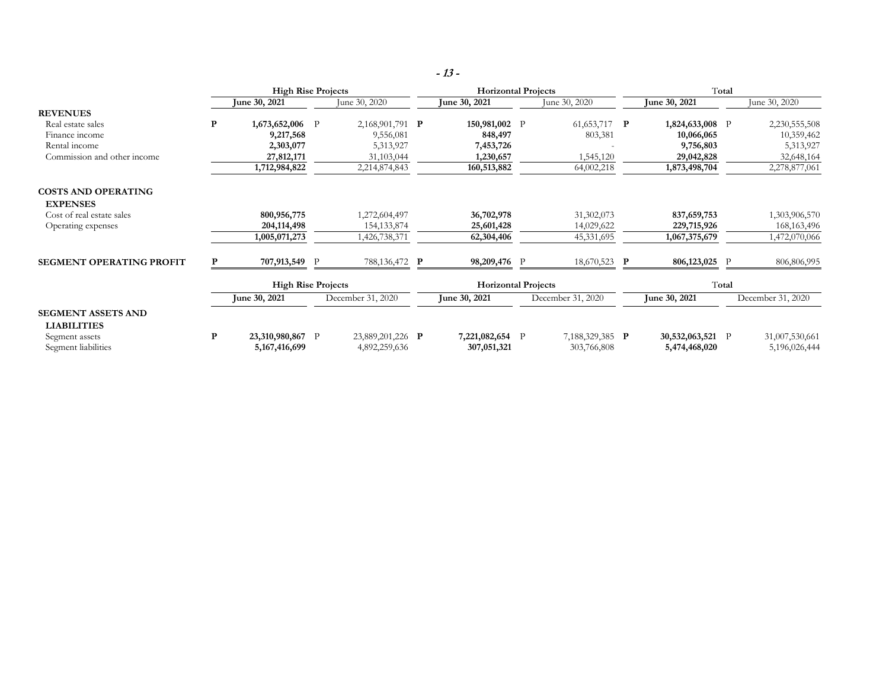| | High Rise Projects | | Horizontal Projects | | Total | |
|---|---|---|---|---|---|---|
| | **June 30, 2021** | June 30, 2020 | **June 30, 2021** | June 30, 2020 | **June 30, 2021** | June 30, 2020 |
| **REVENUES** | | | | | | |
| Real estate sales | **P 1,673,652,006** | P 2,168,901,791 | **P 150,981,002** | P 61,653,717 | **P 1,824,633,008** | P 2,230,555,508 |
| Finance income | **9,217,568** | 9,556,081 | **848,497** | 803,381 | **10,066,065** | 10,359,462 |
| Rental income | **2,303,077** | 5,313,927 | **7,453,726** | - | **9,756,803** | 5,313,927 |
| Commission and other income | **27,812,171** | 31,103,044 | **1,230,657** | 1,545,120 | **29,042,828** | 32,648,164 |
| | **1,712,984,822** | 2,214,874,843 | **160,513,882** | 64,002,218 | **1,873,498,704** | 2,278,877,061 |
| **COSTS AND OPERATING EXPENSES** | | | | | | |
| Cost of real estate sales | **800,956,775** | 1,272,604,497 | **36,702,978** | 31,302,073 | **837,659,753** | 1,303,906,570 |
| Operating expenses | **204,114,498** | 154,133,874 | **25,601,428** | 14,029,622 | **229,715,926** | 168,163,496 |
| | **1,005,071,273** | 1,426,738,371 | **62,304,406** | 45,331,695 | **1,067,375,679** | 1,472,070,066 |
| **SEGMENT OPERATING PROFIT** | **P 707,913,549** | P 788,136,472 | **P 98,209,476** | P 18,670,523 | **P 806,123,025** | P 806,806,995 |

| | High Rise Projects | | Horizontal Projects | | Total | |
|---|---|---|---|---|---|---|
| | **June 30, 2021** | December 31, 2020 | **June 30, 2021** | December 31, 2020 | **June 30, 2021** | December 31, 2020 |
| **SEGMENT ASSETS AND LIABILITIES** | | | | | | |
| Segment assets | **P 23,310,980,867** | P 23,889,201,226 | **P 7,221,082,654** | P 7,188,329,385 | **P 30,532,063,521** | P 31,007,530,661 |
| Segment liabilities | **5,167,416,699** | 4,892,259,636 | **307,051,321** | 303,766,808 | **5,474,468,020** | 5,196,026,444 |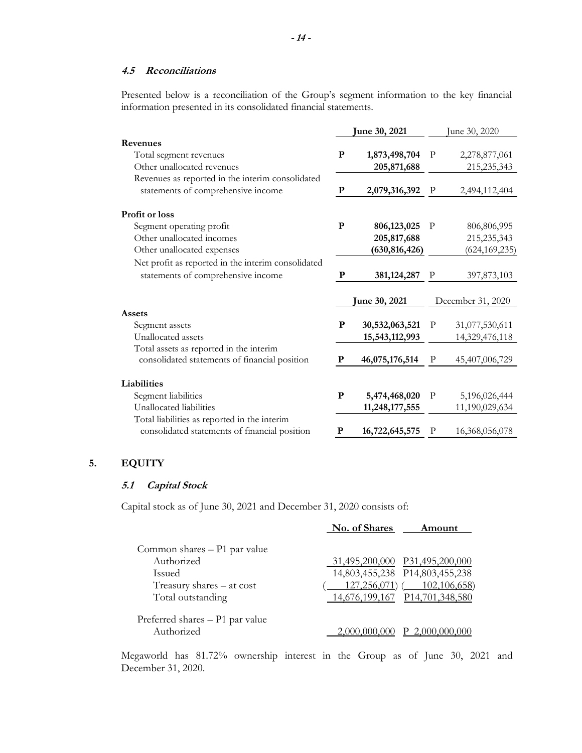### 4.5 *Reconciliations*

Presented below is a reconciliation of the Group's segment information to the key financial information presented in its consolidated financial statements.

| | | **June 30, 2021** | | June 30, 2020 |
|---|---|---|---|---|
| **Revenues** | | | | |
| Total segment revenues | **P** | **1,873,498,704** | P | 2,278,877,061 |
| Other unallocated revenues | | **205,871,688** | | 215,235,343 |
| Revenues as reported in the interim consolidated statements of comprehensive income | **P** | **2,079,316,392** | P | 2,494,112,404 |
| **Profit or loss** | | | | |
| Segment operating profit | **P** | **806,123,025** | P | 806,806,995 |
| Other unallocated incomes | | **205,817,688** | | 215,235,343 |
| Other unallocated expenses | | **(630,816,426)** | | (624,169,235) |
| Net profit as reported in the interim consolidated statements of comprehensive income | **P** | **381,124,287** | P | 397,873,103 |
| | | **June 30, 2021** | | December 31, 2020 |
| **Assets** | | | | |
| Segment assets | **P** | **30,532,063,521** | P | 31,077,530,611 |
| Unallocated assets | | **15,543,112,993** | | 14,329,476,118 |
| Total assets as reported in the interim consolidated statements of financial position | **P** | **46,075,176,514** | P | 45,407,006,729 |
| **Liabilities** | | | | |
| Segment liabilities | **P** | **5,474,468,020** | P | 5,196,026,444 |
| Unallocated liabilities | | **11,248,177,555** | | 11,190,029,634 |
| Total liabilities as reported in the interim consolidated statements of financial position | **P** | **16,722,645,575** | P | 16,368,056,078 |

## 5. EQUITY

### 5.1 *Capital Stock*

Capital stock as of June 30, 2021 and December 31, 2020 consists of:

| | No. of Shares | Amount |
|---|---|---|
| Common shares – P1 par value | | |
| Authorized | 31,495,200,000 | P31,495,200,000 |
| Issued | 14,803,455,238 | P14,803,455,238 |
| Treasury shares – at cost | ( 127,256,071) | ( 102,106,658) |
| Total outstanding | 14,676,199,167 | P14,701,348,580 |
| Preferred shares – P1 par value | | |
| Authorized | 2,000,000,000 | P 2,000,000,000 |

Megaworld has 81.72% ownership interest in the Group as of June 30, 2021 and December 31, 2020.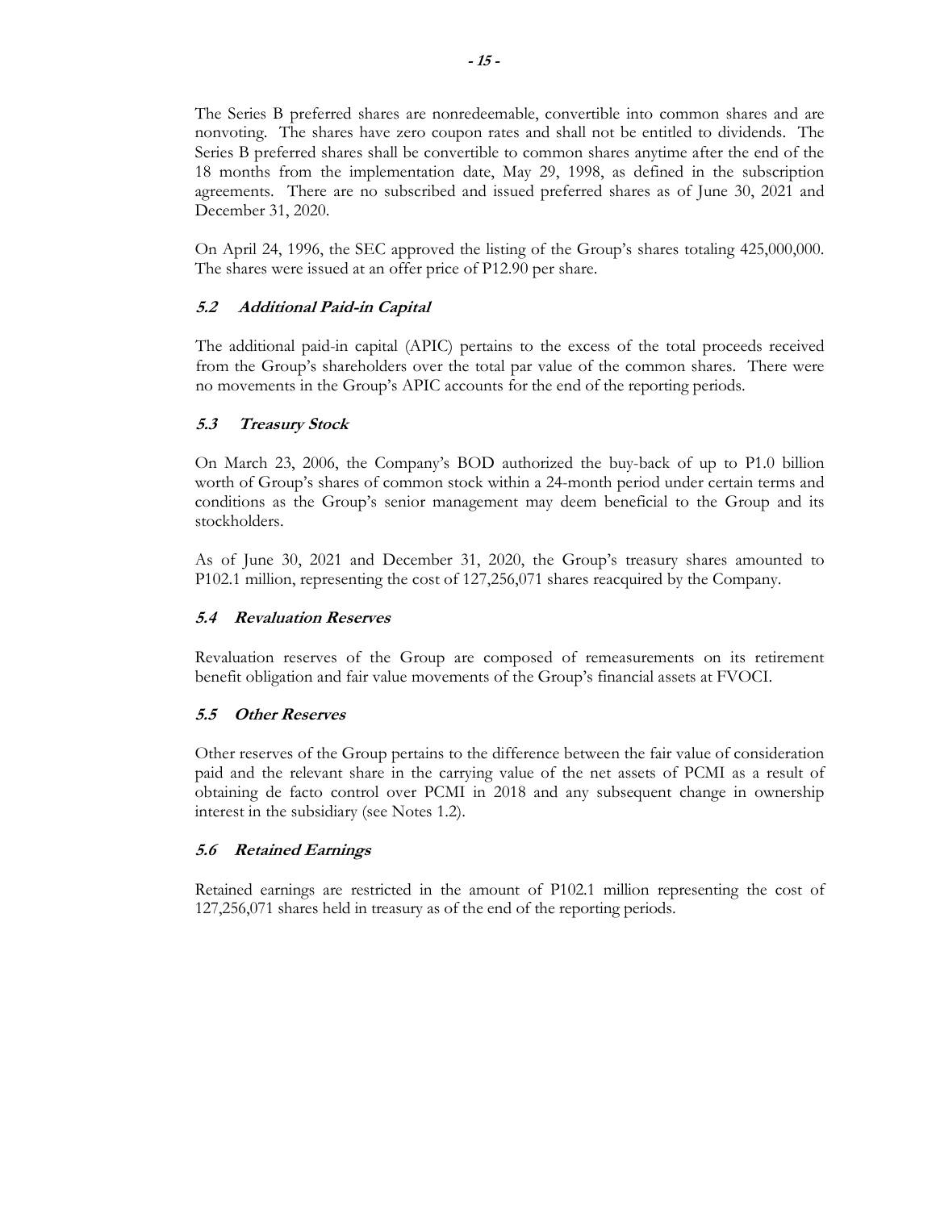The Series B preferred shares are nonredeemable, convertible into common shares and are nonvoting. The shares have zero coupon rates and shall not be entitled to dividends. The Series B preferred shares shall be convertible to common shares anytime after the end of the 18 months from the implementation date, May 29, 1998, as defined in the subscription agreements. There are no subscribed and issued preferred shares as of June 30, 2021 and December 31, 2020.

On April 24, 1996, the SEC approved the listing of the Group's shares totaling 425,000,000. The shares were issued at an offer price of P12.90 per share.

### *5.2 Additional Paid-in Capital*

The additional paid-in capital (APIC) pertains to the excess of the total proceeds received from the Group's shareholders over the total par value of the common shares. There were no movements in the Group's APIC accounts for the end of the reporting periods.

### *5.3 Treasury Stock*

On March 23, 2006, the Company's BOD authorized the buy-back of up to P1.0 billion worth of Group's shares of common stock within a 24-month period under certain terms and conditions as the Group's senior management may deem beneficial to the Group and its stockholders.

As of June 30, 2021 and December 31, 2020, the Group's treasury shares amounted to P102.1 million, representing the cost of 127,256,071 shares reacquired by the Company.

### *5.4 Revaluation Reserves*

Revaluation reserves of the Group are composed of remeasurements on its retirement benefit obligation and fair value movements of the Group's financial assets at FVOCI.

### *5.5 Other Reserves*

Other reserves of the Group pertains to the difference between the fair value of consideration paid and the relevant share in the carrying value of the net assets of PCMI as a result of obtaining de facto control over PCMI in 2018 and any subsequent change in ownership interest in the subsidiary (see Notes 1.2).

### *5.6 Retained Earnings*

Retained earnings are restricted in the amount of P102.1 million representing the cost of 127,256,071 shares held in treasury as of the end of the reporting periods.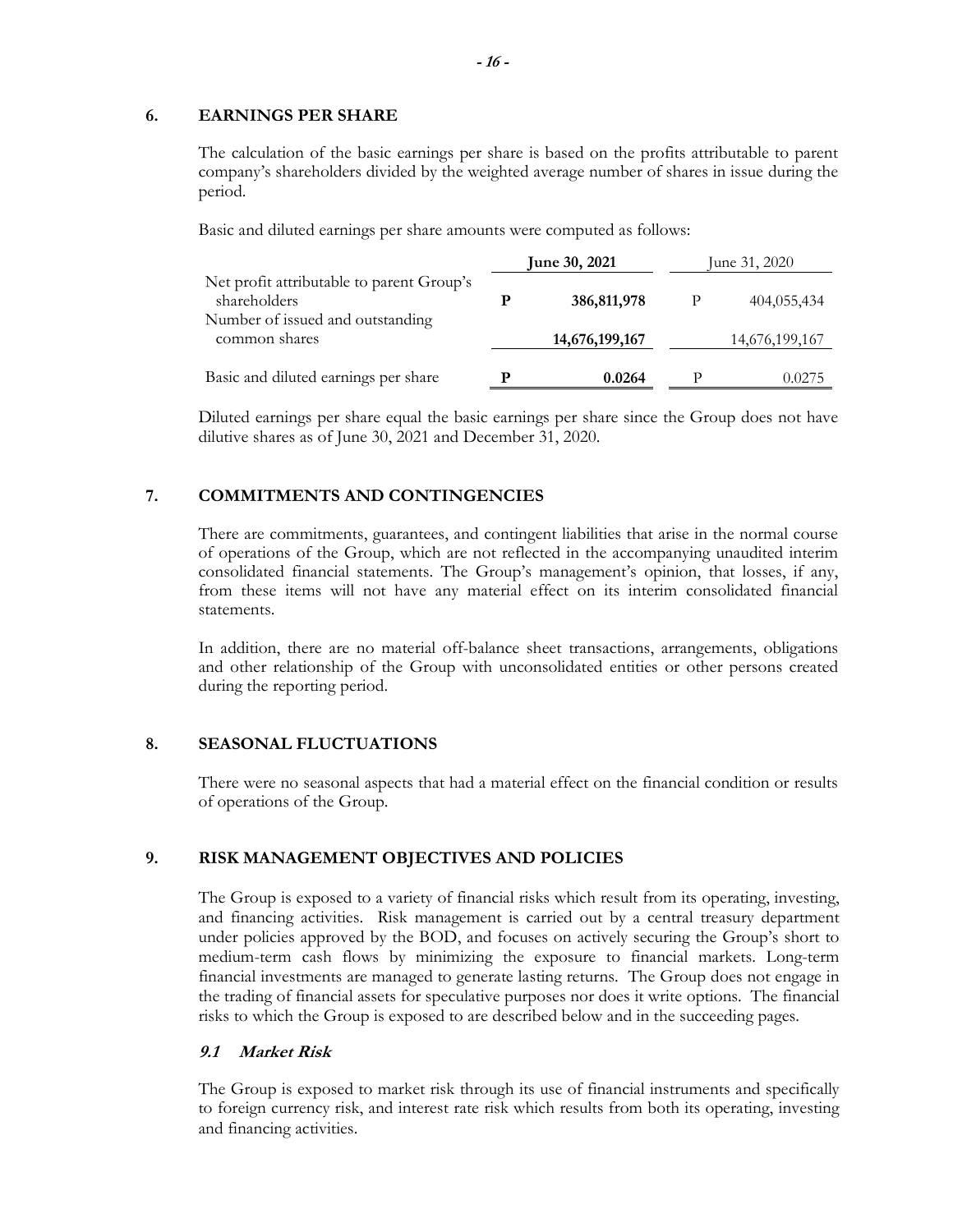## 6. EARNINGS PER SHARE

The calculation of the basic earnings per share is based on the profits attributable to parent company's shareholders divided by the weighted average number of shares in issue during the period.

Basic and diluted earnings per share amounts were computed as follows:

| | | **June 30, 2021** | | June 31, 2020 |
|---|---|---|---|---|
| Net profit attributable to parent Group's shareholders | **P** | **386,811,978** | P | 404,055,434 |
| Number of issued and outstanding common shares | | **14,676,199,167** | | 14,676,199,167 |
| Basic and diluted earnings per share | **P** | **0.0264** | P | 0.0275 |

Diluted earnings per share equal the basic earnings per share since the Group does not have dilutive shares as of June 30, 2021 and December 31, 2020.

## 7. COMMITMENTS AND CONTINGENCIES

There are commitments, guarantees, and contingent liabilities that arise in the normal course of operations of the Group, which are not reflected in the accompanying unaudited interim consolidated financial statements. The Group's management's opinion, that losses, if any, from these items will not have any material effect on its interim consolidated financial statements.

In addition, there are no material off-balance sheet transactions, arrangements, obligations and other relationship of the Group with unconsolidated entities or other persons created during the reporting period.

## 8. SEASONAL FLUCTUATIONS

There were no seasonal aspects that had a material effect on the financial condition or results of operations of the Group.

## 9. RISK MANAGEMENT OBJECTIVES AND POLICIES

The Group is exposed to a variety of financial risks which result from its operating, investing, and financing activities. Risk management is carried out by a central treasury department under policies approved by the BOD, and focuses on actively securing the Group's short to medium-term cash flows by minimizing the exposure to financial markets. Long-term financial investments are managed to generate lasting returns. The Group does not engage in the trading of financial assets for speculative purposes nor does it write options. The financial risks to which the Group is exposed to are described below and in the succeeding pages.

### *9.1 Market Risk*

The Group is exposed to market risk through its use of financial instruments and specifically to foreign currency risk, and interest rate risk which results from both its operating, investing and financing activities.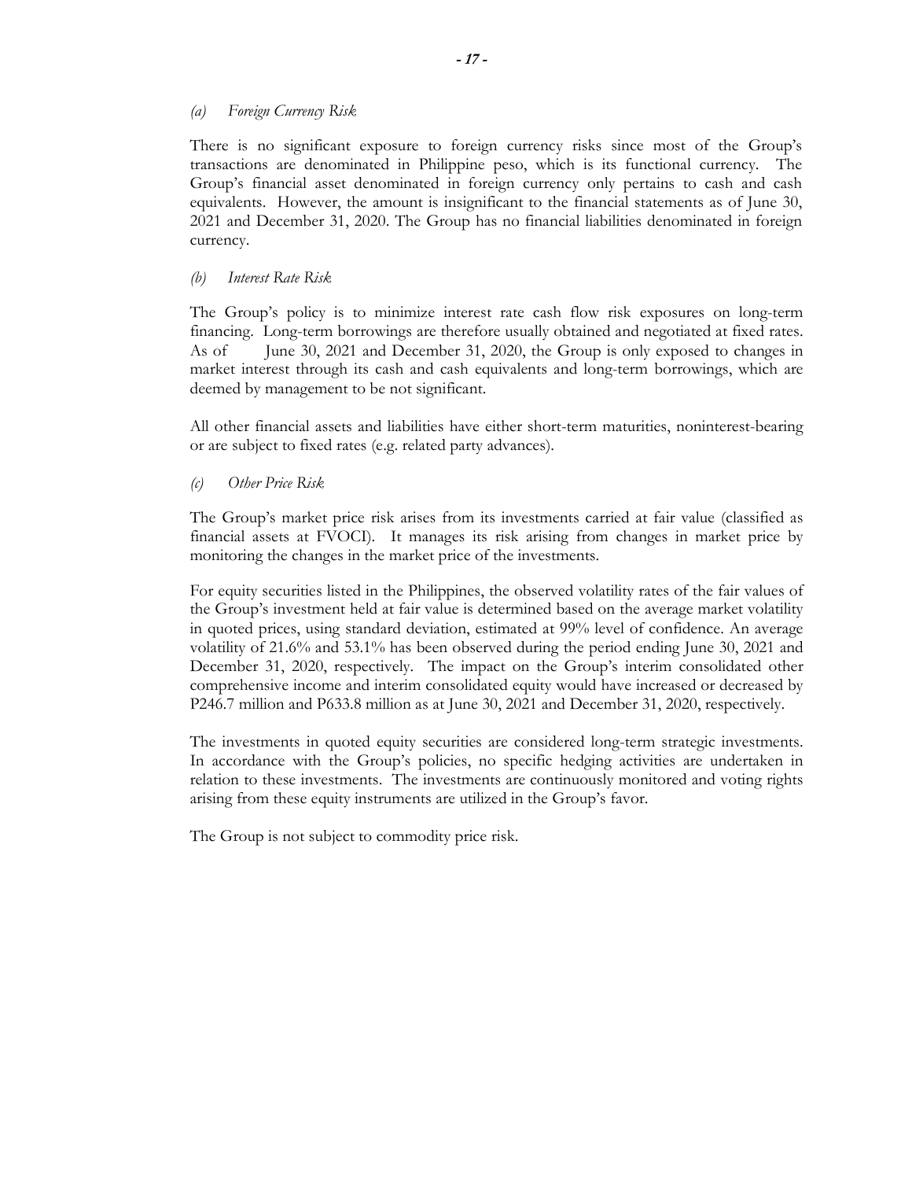*(a) Foreign Currency Risk*

There is no significant exposure to foreign currency risks since most of the Group's transactions are denominated in Philippine peso, which is its functional currency. The Group's financial asset denominated in foreign currency only pertains to cash and cash equivalents. However, the amount is insignificant to the financial statements as of June 30, 2021 and December 31, 2020. The Group has no financial liabilities denominated in foreign currency.

*(b) Interest Rate Risk*

The Group's policy is to minimize interest rate cash flow risk exposures on long-term financing. Long-term borrowings are therefore usually obtained and negotiated at fixed rates. As of June 30, 2021 and December 31, 2020, the Group is only exposed to changes in market interest through its cash and cash equivalents and long-term borrowings, which are deemed by management to be not significant.

All other financial assets and liabilities have either short-term maturities, noninterest-bearing or are subject to fixed rates (e.g. related party advances).

*(c) Other Price Risk*

The Group's market price risk arises from its investments carried at fair value (classified as financial assets at FVOCI). It manages its risk arising from changes in market price by monitoring the changes in the market price of the investments.

For equity securities listed in the Philippines, the observed volatility rates of the fair values of the Group's investment held at fair value is determined based on the average market volatility in quoted prices, using standard deviation, estimated at 99% level of confidence. An average volatility of 21.6% and 53.1% has been observed during the period ending June 30, 2021 and December 31, 2020, respectively. The impact on the Group's interim consolidated other comprehensive income and interim consolidated equity would have increased or decreased by P246.7 million and P633.8 million as at June 30, 2021 and December 31, 2020, respectively.

The investments in quoted equity securities are considered long-term strategic investments. In accordance with the Group's policies, no specific hedging activities are undertaken in relation to these investments. The investments are continuously monitored and voting rights arising from these equity instruments are utilized in the Group's favor.

The Group is not subject to commodity price risk.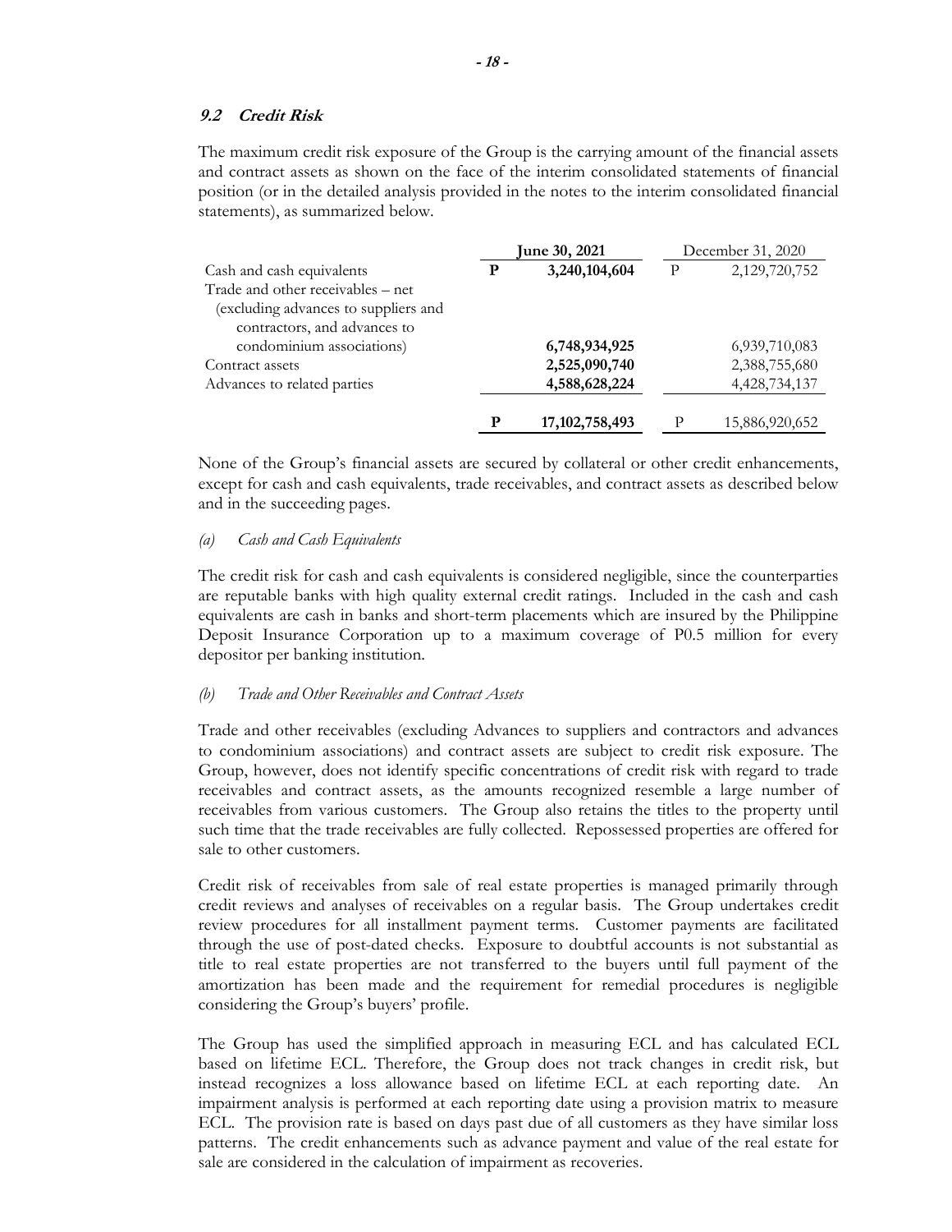### 9.2 Credit Risk

The maximum credit risk exposure of the Group is the carrying amount of the financial assets and contract assets as shown on the face of the interim consolidated statements of financial position (or in the detailed analysis provided in the notes to the interim consolidated financial statements), as summarized below.

| | | June 30, 2021 | | December 31, 2020 |
|---|---|---|---|---|
| Cash and cash equivalents | **P** | **3,240,104,604** | P | 2,129,720,752 |
| Trade and other receivables – net (excluding advances to suppliers and contractors, and advances to condominium associations) | | **6,748,934,925** | | 6,939,710,083 |
| Contract assets | | **2,525,090,740** | | 2,388,755,680 |
| Advances to related parties | | **4,588,628,224** | | 4,428,734,137 |
| | **P** | **17,102,758,493** | P | 15,886,920,652 |

None of the Group's financial assets are secured by collateral or other credit enhancements, except for cash and cash equivalents, trade receivables, and contract assets as described below and in the succeeding pages.

*(a) Cash and Cash Equivalents*

The credit risk for cash and cash equivalents is considered negligible, since the counterparties are reputable banks with high quality external credit ratings. Included in the cash and cash equivalents are cash in banks and short-term placements which are insured by the Philippine Deposit Insurance Corporation up to a maximum coverage of P0.5 million for every depositor per banking institution.

*(b) Trade and Other Receivables and Contract Assets*

Trade and other receivables (excluding Advances to suppliers and contractors and advances to condominium associations) and contract assets are subject to credit risk exposure. The Group, however, does not identify specific concentrations of credit risk with regard to trade receivables and contract assets, as the amounts recognized resemble a large number of receivables from various customers. The Group also retains the titles to the property until such time that the trade receivables are fully collected. Repossessed properties are offered for sale to other customers.

Credit risk of receivables from sale of real estate properties is managed primarily through credit reviews and analyses of receivables on a regular basis. The Group undertakes credit review procedures for all installment payment terms. Customer payments are facilitated through the use of post-dated checks. Exposure to doubtful accounts is not substantial as title to real estate properties are not transferred to the buyers until full payment of the amortization has been made and the requirement for remedial procedures is negligible considering the Group's buyers' profile.

The Group has used the simplified approach in measuring ECL and has calculated ECL based on lifetime ECL. Therefore, the Group does not track changes in credit risk, but instead recognizes a loss allowance based on lifetime ECL at each reporting date. An impairment analysis is performed at each reporting date using a provision matrix to measure ECL. The provision rate is based on days past due of all customers as they have similar loss patterns. The credit enhancements such as advance payment and value of the real estate for sale are considered in the calculation of impairment as recoveries.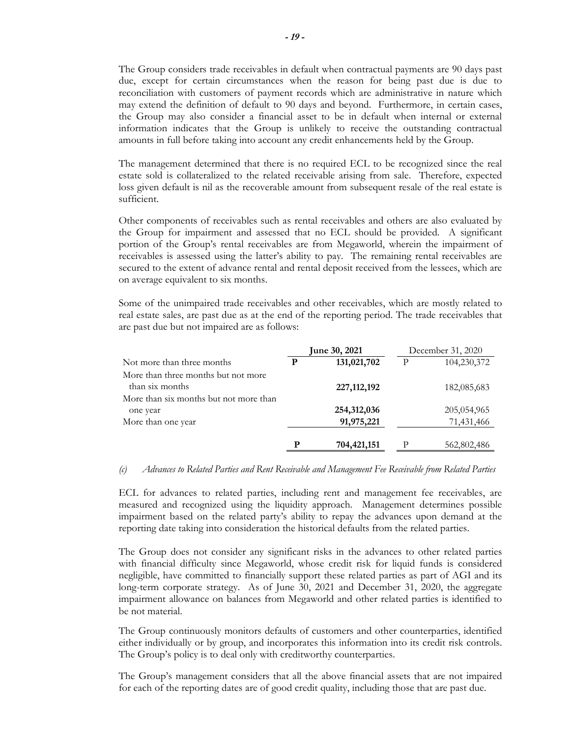The Group considers trade receivables in default when contractual payments are 90 days past due, except for certain circumstances when the reason for being past due is due to reconciliation with customers of payment records which are administrative in nature which may extend the definition of default to 90 days and beyond. Furthermore, in certain cases, the Group may also consider a financial asset to be in default when internal or external information indicates that the Group is unlikely to receive the outstanding contractual amounts in full before taking into account any credit enhancements held by the Group.

The management determined that there is no required ECL to be recognized since the real estate sold is collateralized to the related receivable arising from sale. Therefore, expected loss given default is nil as the recoverable amount from subsequent resale of the real estate is sufficient.

Other components of receivables such as rental receivables and others are also evaluated by the Group for impairment and assessed that no ECL should be provided. A significant portion of the Group's rental receivables are from Megaworld, wherein the impairment of receivables is assessed using the latter's ability to pay. The remaining rental receivables are secured to the extent of advance rental and rental deposit received from the lessees, which are on average equivalent to six months.

Some of the unimpaired trade receivables and other receivables, which are mostly related to real estate sales, are past due as at the end of the reporting period. The trade receivables that are past due but not impaired are as follows:

| | **June 30, 2021** | | December 31, 2020 | |
|---|---|---|---|---|
| Not more than three months | **P** | **131,021,702** | P | 104,230,372 |
| More than three months but not more than six months | | **227,112,192** | | 182,085,683 |
| More than six months but not more than one year | | **254,312,036** | | 205,054,965 |
| More than one year | | **91,975,221** | | 71,431,466 |
| | **P** | **704,421,151** | P | 562,802,486 |

*(c) Advances to Related Parties and Rent Receivable and Management Fee Receivable from Related Parties*

ECL for advances to related parties, including rent and management fee receivables, are measured and recognized using the liquidity approach. Management determines possible impairment based on the related party's ability to repay the advances upon demand at the reporting date taking into consideration the historical defaults from the related parties.

The Group does not consider any significant risks in the advances to other related parties with financial difficulty since Megaworld, whose credit risk for liquid funds is considered negligible, have committed to financially support these related parties as part of AGI and its long-term corporate strategy. As of June 30, 2021 and December 31, 2020, the aggregate impairment allowance on balances from Megaworld and other related parties is identified to be not material.

The Group continuously monitors defaults of customers and other counterparties, identified either individually or by group, and incorporates this information into its credit risk controls. The Group's policy is to deal only with creditworthy counterparties.

The Group's management considers that all the above financial assets that are not impaired for each of the reporting dates are of good credit quality, including those that are past due.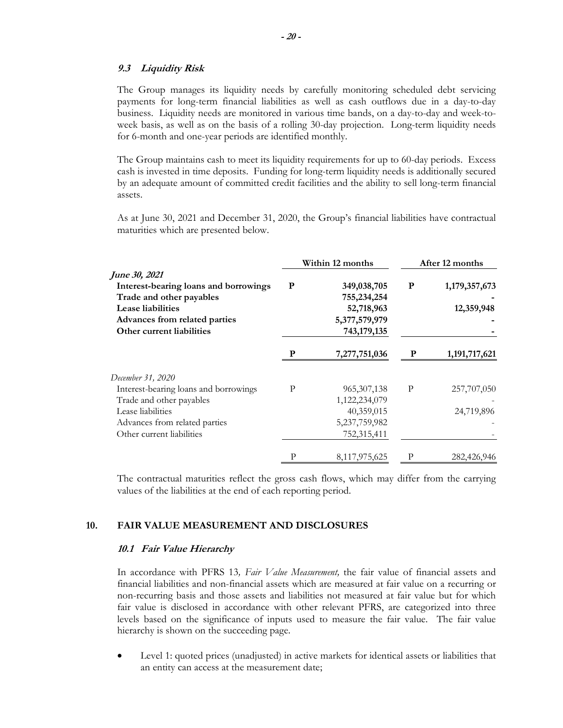### 9.3 Liquidity Risk

The Group manages its liquidity needs by carefully monitoring scheduled debt servicing payments for long-term financial liabilities as well as cash outflows due in a day-to-day business. Liquidity needs are monitored in various time bands, on a day-to-day and week-to-week basis, as well as on the basis of a rolling 30-day projection. Long-term liquidity needs for 6-month and one-year periods are identified monthly.

The Group maintains cash to meet its liquidity requirements for up to 60-day periods. Excess cash is invested in time deposits. Funding for long-term liquidity needs is additionally secured by an adequate amount of committed credit facilities and the ability to sell long-term financial assets.

As at June 30, 2021 and December 31, 2020, the Group's financial liabilities have contractual maturities which are presented below.

| | Within 12 months | | After 12 months | |
|---|---|---|---|---|
| ***June 30, 2021*** | | | | |
| **Interest-bearing loans and borrowings** | **P** | **349,038,705** | **P** | **1,179,357,673** |
| **Trade and other payables** | | **755,234,254** | | **-** |
| **Lease liabilities** | | **52,718,963** | | **12,359,948** |
| **Advances from related parties** | | **5,377,579,979** | | **-** |
| **Other current liabilities** | | **743,179,135** | | **-** |
| | **P** | **7,277,751,036** | **P** | **1,191,717,621** |
| *December 31, 2020* | | | | |
| Interest-bearing loans and borrowings | P | 965,307,138 | P | 257,707,050 |
| Trade and other payables | | 1,122,234,079 | | - |
| Lease liabilities | | 40,359,015 | | 24,719,896 |
| Advances from related parties | | 5,237,759,982 | | - |
| Other current liabilities | | 752,315,411 | | - |
| | P | 8,117,975,625 | P | 282,426,946 |

The contractual maturities reflect the gross cash flows, which may differ from the carrying values of the liabilities at the end of each reporting period.

## 10. FAIR VALUE MEASUREMENT AND DISCLOSURES

### 10.1 Fair Value Hierarchy

In accordance with PFRS 13*, Fair Value Measurement,* the fair value of financial assets and financial liabilities and non-financial assets which are measured at fair value on a recurring or non-recurring basis and those assets and liabilities not measured at fair value but for which fair value is disclosed in accordance with other relevant PFRS, are categorized into three levels based on the significance of inputs used to measure the fair value. The fair value hierarchy is shown on the succeeding page.

- Level 1: quoted prices (unadjusted) in active markets for identical assets or liabilities that an entity can access at the measurement date;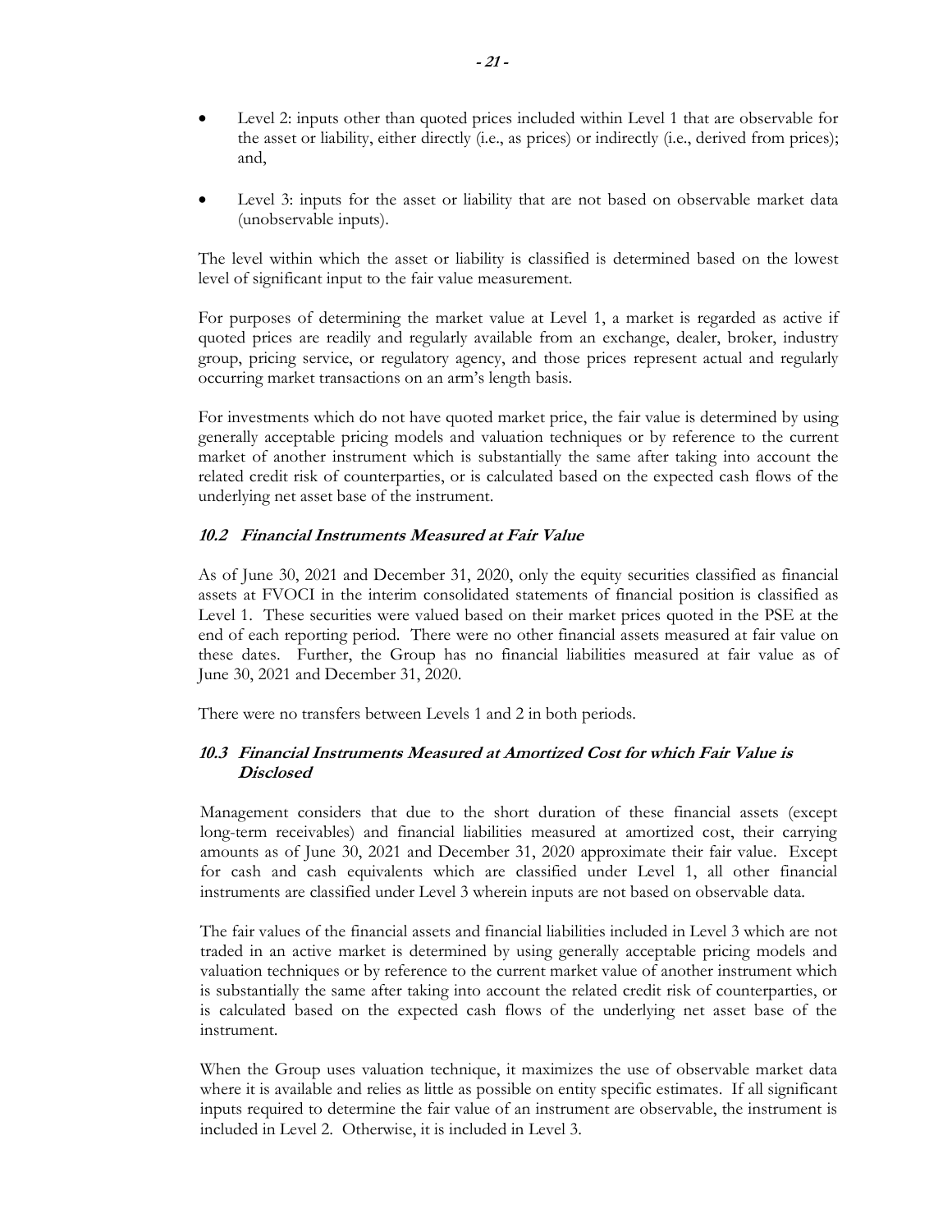- Level 2: inputs other than quoted prices included within Level 1 that are observable for the asset or liability, either directly (i.e., as prices) or indirectly (i.e., derived from prices); and,

- Level 3: inputs for the asset or liability that are not based on observable market data (unobservable inputs).

The level within which the asset or liability is classified is determined based on the lowest level of significant input to the fair value measurement.

For purposes of determining the market value at Level 1, a market is regarded as active if quoted prices are readily and regularly available from an exchange, dealer, broker, industry group, pricing service, or regulatory agency, and those prices represent actual and regularly occurring market transactions on an arm's length basis.

For investments which do not have quoted market price, the fair value is determined by using generally acceptable pricing models and valuation techniques or by reference to the current market of another instrument which is substantially the same after taking into account the related credit risk of counterparties, or is calculated based on the expected cash flows of the underlying net asset base of the instrument.

### *10.2 Financial Instruments Measured at Fair Value*

As of June 30, 2021 and December 31, 2020, only the equity securities classified as financial assets at FVOCI in the interim consolidated statements of financial position is classified as Level 1. These securities were valued based on their market prices quoted in the PSE at the end of each reporting period. There were no other financial assets measured at fair value on these dates. Further, the Group has no financial liabilities measured at fair value as of June 30, 2021 and December 31, 2020.

There were no transfers between Levels 1 and 2 in both periods.

### *10.3 Financial Instruments Measured at Amortized Cost for which Fair Value is Disclosed*

Management considers that due to the short duration of these financial assets (except long-term receivables) and financial liabilities measured at amortized cost, their carrying amounts as of June 30, 2021 and December 31, 2020 approximate their fair value. Except for cash and cash equivalents which are classified under Level 1, all other financial instruments are classified under Level 3 wherein inputs are not based on observable data.

The fair values of the financial assets and financial liabilities included in Level 3 which are not traded in an active market is determined by using generally acceptable pricing models and valuation techniques or by reference to the current market value of another instrument which is substantially the same after taking into account the related credit risk of counterparties, or is calculated based on the expected cash flows of the underlying net asset base of the instrument.

When the Group uses valuation technique, it maximizes the use of observable market data where it is available and relies as little as possible on entity specific estimates. If all significant inputs required to determine the fair value of an instrument are observable, the instrument is included in Level 2. Otherwise, it is included in Level 3.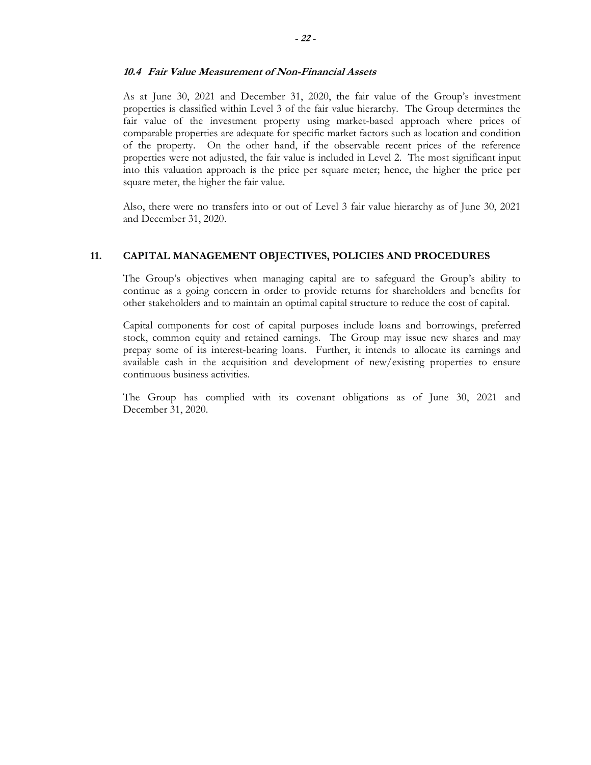### *10.4 Fair Value Measurement of Non-Financial Assets*

As at June 30, 2021 and December 31, 2020, the fair value of the Group's investment properties is classified within Level 3 of the fair value hierarchy. The Group determines the fair value of the investment property using market-based approach where prices of comparable properties are adequate for specific market factors such as location and condition of the property. On the other hand, if the observable recent prices of the reference properties were not adjusted, the fair value is included in Level 2. The most significant input into this valuation approach is the price per square meter; hence, the higher the price per square meter, the higher the fair value.

Also, there were no transfers into or out of Level 3 fair value hierarchy as of June 30, 2021 and December 31, 2020.

## 11. CAPITAL MANAGEMENT OBJECTIVES, POLICIES AND PROCEDURES

The Group's objectives when managing capital are to safeguard the Group's ability to continue as a going concern in order to provide returns for shareholders and benefits for other stakeholders and to maintain an optimal capital structure to reduce the cost of capital.

Capital components for cost of capital purposes include loans and borrowings, preferred stock, common equity and retained earnings. The Group may issue new shares and may prepay some of its interest-bearing loans. Further, it intends to allocate its earnings and available cash in the acquisition and development of new/existing properties to ensure continuous business activities.

The Group has complied with its covenant obligations as of June 30, 2021 and December 31, 2020.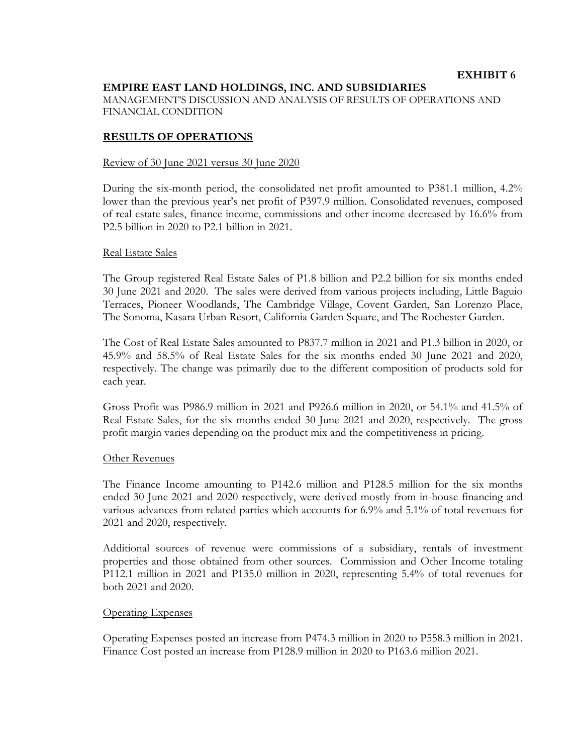**EXHIBIT 6**

# EMPIRE EAST LAND HOLDINGS, INC. AND SUBSIDIARIES

MANAGEMENT'S DISCUSSION AND ANALYSIS OF RESULTS OF OPERATIONS AND FINANCIAL CONDITION

## RESULTS OF OPERATIONS

### Review of 30 June 2021 versus 30 June 2020

During the six-month period, the consolidated net profit amounted to P381.1 million, 4.2% lower than the previous year's net profit of P397.9 million. Consolidated revenues, composed of real estate sales, finance income, commissions and other income decreased by 16.6% from P2.5 billion in 2020 to P2.1 billion in 2021.

### Real Estate Sales

The Group registered Real Estate Sales of P1.8 billion and P2.2 billion for six months ended 30 June 2021 and 2020. The sales were derived from various projects including, Little Baguio Terraces, Pioneer Woodlands, The Cambridge Village, Covent Garden, San Lorenzo Place, The Sonoma, Kasara Urban Resort, California Garden Square, and The Rochester Garden.

The Cost of Real Estate Sales amounted to P837.7 million in 2021 and P1.3 billion in 2020, or 45.9% and 58.5% of Real Estate Sales for the six months ended 30 June 2021 and 2020, respectively. The change was primarily due to the different composition of products sold for each year.

Gross Profit was P986.9 million in 2021 and P926.6 million in 2020, or 54.1% and 41.5% of Real Estate Sales, for the six months ended 30 June 2021 and 2020, respectively. The gross profit margin varies depending on the product mix and the competitiveness in pricing.

### Other Revenues

The Finance Income amounting to P142.6 million and P128.5 million for the six months ended 30 June 2021 and 2020 respectively, were derived mostly from in-house financing and various advances from related parties which accounts for 6.9% and 5.1% of total revenues for 2021 and 2020, respectively.

Additional sources of revenue were commissions of a subsidiary, rentals of investment properties and those obtained from other sources. Commission and Other Income totaling P112.1 million in 2021 and P135.0 million in 2020, representing 5.4% of total revenues for both 2021 and 2020.

### Operating Expenses

Operating Expenses posted an increase from P474.3 million in 2020 to P558.3 million in 2021. Finance Cost posted an increase from P128.9 million in 2020 to P163.6 million 2021.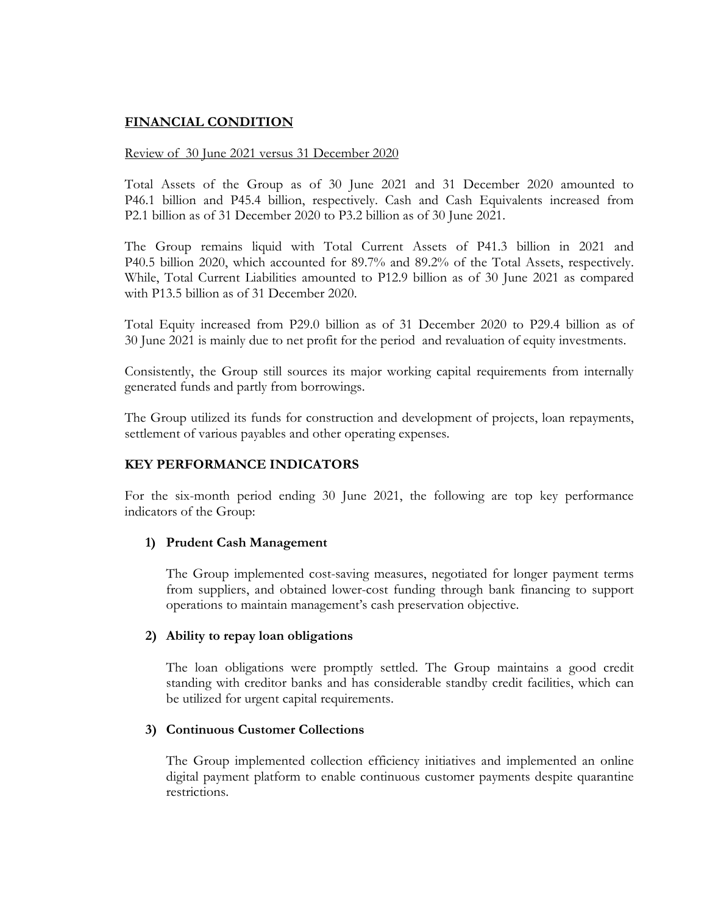## **<u>FINANCIAL CONDITION</u>**

<u>Review of 30 June 2021 versus 31 December 2020</u>

Total Assets of the Group as of 30 June 2021 and 31 December 2020 amounted to P46.1 billion and P45.4 billion, respectively. Cash and Cash Equivalents increased from P2.1 billion as of 31 December 2020 to P3.2 billion as of 30 June 2021.

The Group remains liquid with Total Current Assets of P41.3 billion in 2021 and P40.5 billion 2020, which accounted for 89.7% and 89.2% of the Total Assets, respectively. While, Total Current Liabilities amounted to P12.9 billion as of 30 June 2021 as compared with P13.5 billion as of 31 December 2020.

Total Equity increased from P29.0 billion as of 31 December 2020 to P29.4 billion as of 30 June 2021 is mainly due to net profit for the period and revaluation of equity investments.

Consistently, the Group still sources its major working capital requirements from internally generated funds and partly from borrowings.

The Group utilized its funds for construction and development of projects, loan repayments, settlement of various payables and other operating expenses.

## **KEY PERFORMANCE INDICATORS**

For the six-month period ending 30 June 2021, the following are top key performance indicators of the Group:

1) **Prudent Cash Management**

   The Group implemented cost-saving measures, negotiated for longer payment terms from suppliers, and obtained lower-cost funding through bank financing to support operations to maintain management's cash preservation objective.

2) **Ability to repay loan obligations**

   The loan obligations were promptly settled. The Group maintains a good credit standing with creditor banks and has considerable standby credit facilities, which can be utilized for urgent capital requirements.

3) **Continuous Customer Collections**

   The Group implemented collection efficiency initiatives and implemented an online digital payment platform to enable continuous customer payments despite quarantine restrictions.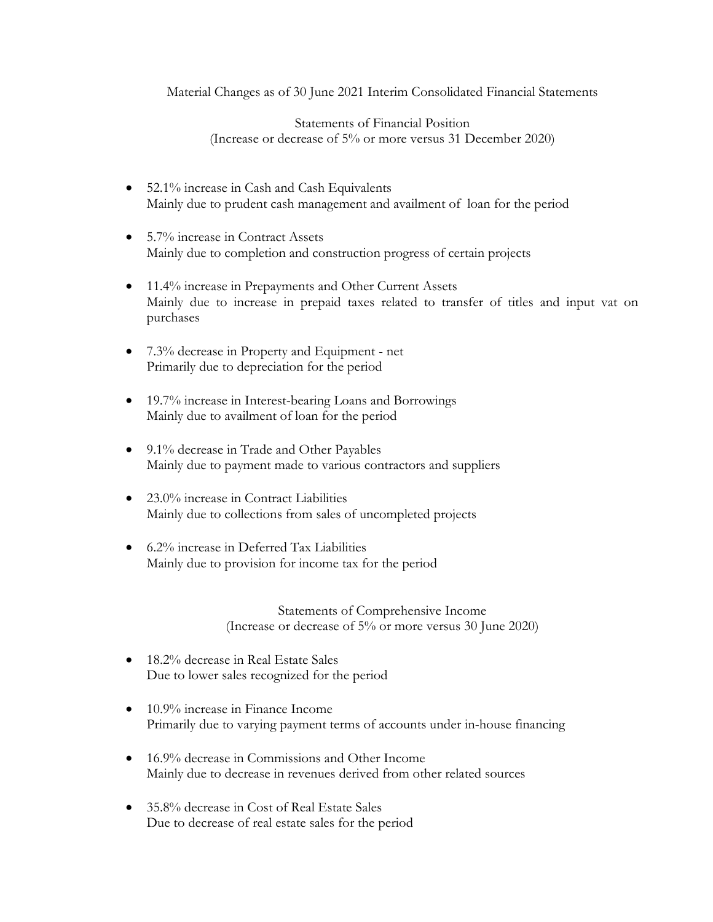Material Changes as of 30 June 2021 Interim Consolidated Financial Statements

Statements of Financial Position
(Increase or decrease of 5% or more versus 31 December 2020)

- 52.1% increase in Cash and Cash Equivalents
  Mainly due to prudent cash management and availment of loan for the period

- 5.7% increase in Contract Assets
  Mainly due to completion and construction progress of certain projects

- 11.4% increase in Prepayments and Other Current Assets
  Mainly due to increase in prepaid taxes related to transfer of titles and input vat on purchases

- 7.3% decrease in Property and Equipment - net
  Primarily due to depreciation for the period

- 19.7% increase in Interest-bearing Loans and Borrowings
  Mainly due to availment of loan for the period

- 9.1% decrease in Trade and Other Payables
  Mainly due to payment made to various contractors and suppliers

- 23.0% increase in Contract Liabilities
  Mainly due to collections from sales of uncompleted projects

- 6.2% increase in Deferred Tax Liabilities
  Mainly due to provision for income tax for the period

Statements of Comprehensive Income
(Increase or decrease of 5% or more versus 30 June 2020)

- 18.2% decrease in Real Estate Sales
  Due to lower sales recognized for the period

- 10.9% increase in Finance Income
  Primarily due to varying payment terms of accounts under in-house financing

- 16.9% decrease in Commissions and Other Income
  Mainly due to decrease in revenues derived from other related sources

- 35.8% decrease in Cost of Real Estate Sales
  Due to decrease of real estate sales for the period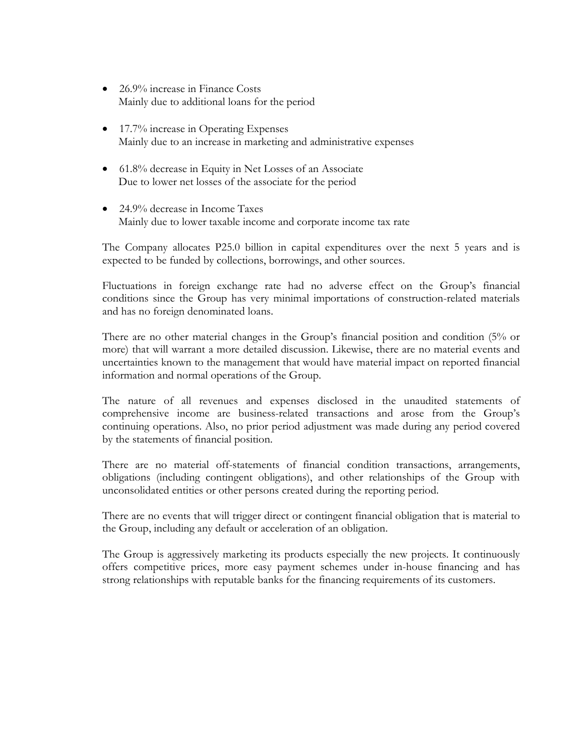- 26.9% increase in Finance Costs
  Mainly due to additional loans for the period

- 17.7% increase in Operating Expenses
  Mainly due to an increase in marketing and administrative expenses

- 61.8% decrease in Equity in Net Losses of an Associate
  Due to lower net losses of the associate for the period

- 24.9% decrease in Income Taxes
  Mainly due to lower taxable income and corporate income tax rate

The Company allocates P25.0 billion in capital expenditures over the next 5 years and is expected to be funded by collections, borrowings, and other sources.

Fluctuations in foreign exchange rate had no adverse effect on the Group's financial conditions since the Group has very minimal importations of construction-related materials and has no foreign denominated loans.

There are no other material changes in the Group's financial position and condition (5% or more) that will warrant a more detailed discussion. Likewise, there are no material events and uncertainties known to the management that would have material impact on reported financial information and normal operations of the Group.

The nature of all revenues and expenses disclosed in the unaudited statements of comprehensive income are business-related transactions and arose from the Group's continuing operations. Also, no prior period adjustment was made during any period covered by the statements of financial position.

There are no material off-statements of financial condition transactions, arrangements, obligations (including contingent obligations), and other relationships of the Group with unconsolidated entities or other persons created during the reporting period.

There are no events that will trigger direct or contingent financial obligation that is material to the Group, including any default or acceleration of an obligation.

The Group is aggressively marketing its products especially the new projects. It continuously offers competitive prices, more easy payment schemes under in-house financing and has strong relationships with reputable banks for the financing requirements of its customers.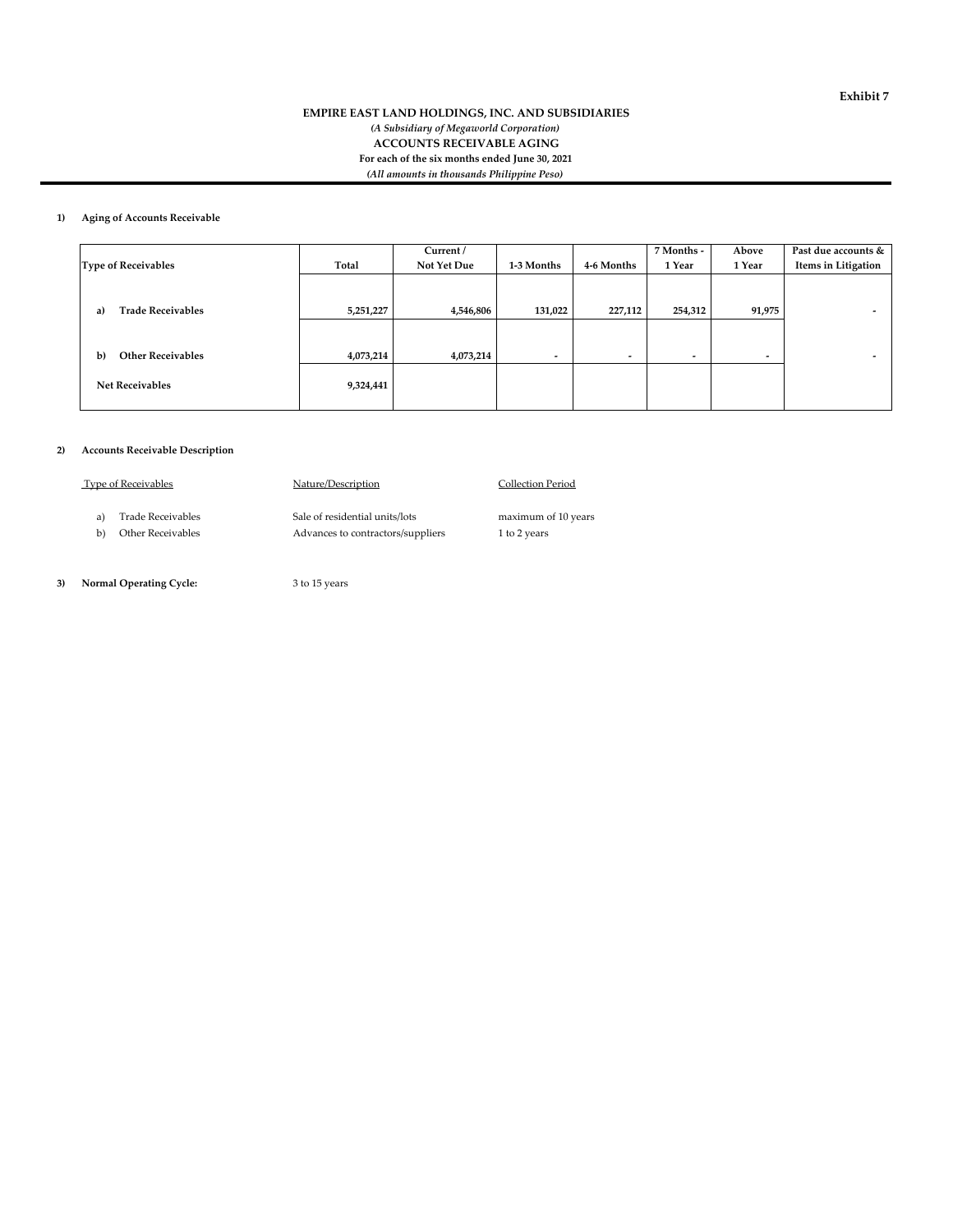Exhibit 7

**EMPIRE EAST LAND HOLDINGS, INC. AND SUBSIDIARIES**
*(A Subsidiary of Megaworld Corporation)*
**ACCOUNTS RECEIVABLE AGING**
**For each of the six months ended June 30, 2021**
*(All amounts in thousands Philippine Peso)*

**1) Aging of Accounts Receivable**

| Type of Receivables | Total | Current / Not Yet Due | 1-3 Months | 4-6 Months | 7 Months - 1 Year | Above 1 Year | Past due accounts & Items in Litigation |
|---|---|---|---|---|---|---|---|
| **a) Trade Receivables** | **5,251,227** | **4,546,806** | **131,022** | **227,112** | **254,312** | **91,975** | **-** |
| **b) Other Receivables** | **4,073,214** | **4,073,214** | **-** | **-** | **-** | **-** | **-** |
| **Net Receivables** | **9,324,441** | | | | | | |

**2) Accounts Receivable Description**

| Type of Receivables | Nature/Description | Collection Period |
|---|---|---|
| a) Trade Receivables | Sale of residential units/lots | maximum of 10 years |
| b) Other Receivables | Advances to contractors/suppliers | 1 to 2 years |

**3) Normal Operating Cycle:** 3 to 15 years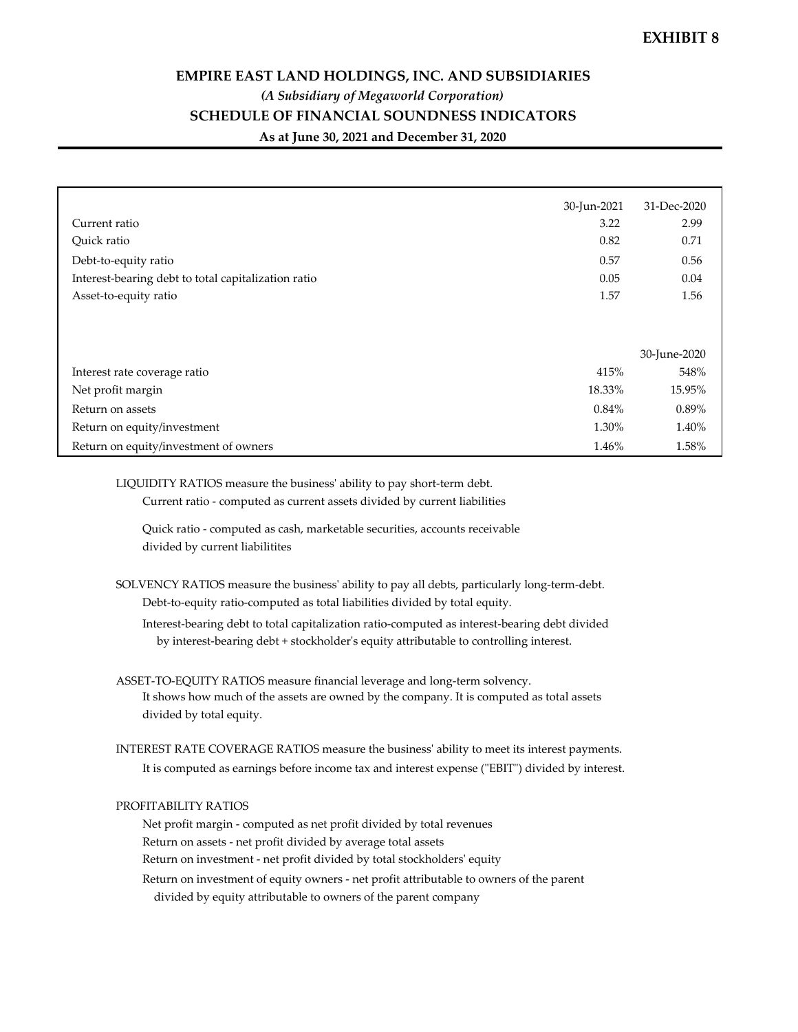**EXHIBIT 8**

# EMPIRE EAST LAND HOLDINGS, INC. AND SUBSIDIARIES

*(A Subsidiary of Megaworld Corporation)*

## SCHEDULE OF FINANCIAL SOUNDNESS INDICATORS

**As at June 30, 2021 and December 31, 2020**

| | 30-Jun-2021 | 31-Dec-2020 |
|---|---|---|
| Current ratio | 3.22 | 2.99 |
| Quick ratio | 0.82 | 0.71 |
| Debt-to-equity ratio | 0.57 | 0.56 |
| Interest-bearing debt to total capitalization ratio | 0.05 | 0.04 |
| Asset-to-equity ratio | 1.57 | 1.56 |
| | | |
| | | 30-June-2020 |
| Interest rate coverage ratio | 415% | 548% |
| Net profit margin | 18.33% | 15.95% |
| Return on assets | 0.84% | 0.89% |
| Return on equity/investment | 1.30% | 1.40% |
| Return on equity/investment of owners | 1.46% | 1.58% |

LIQUIDITY RATIOS measure the business' ability to pay short-term debt.

Current ratio - computed as current assets divided by current liabilities

Quick ratio - computed as cash, marketable securities, accounts receivable divided by current liabilitites

SOLVENCY RATIOS measure the business' ability to pay all debts, particularly long-term-debt.

Debt-to-equity ratio-computed as total liabilities divided by total equity.

Interest-bearing debt to total capitalization ratio-computed as interest-bearing debt divided by interest-bearing debt + stockholder's equity attributable to controlling interest.

ASSET-TO-EQUITY RATIOS measure financial leverage and long-term solvency.

It shows how much of the assets are owned by the company. It is computed as total assets divided by total equity.

INTEREST RATE COVERAGE RATIOS measure the business' ability to meet its interest payments.

It is computed as earnings before income tax and interest expense ("EBIT") divided by interest.

PROFITABILITY RATIOS

Net profit margin - computed as net profit divided by total revenues

Return on assets - net profit divided by average total assets

Return on investment - net profit divided by total stockholders' equity

Return on investment of equity owners - net profit attributable to owners of the parent divided by equity attributable to owners of the parent company